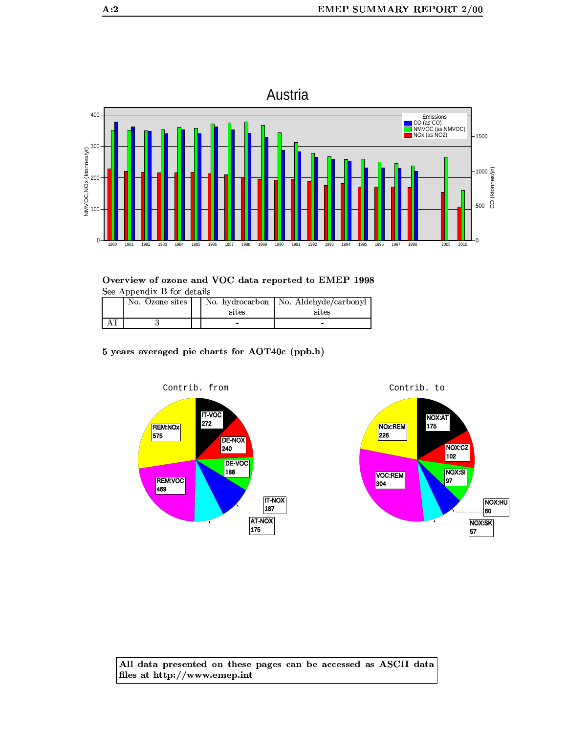## Austria

Overview of ozone and VOC data reported to EMEP 1998

See Appendix B for details

| | No. Ozone sites | | No. hydrocarbon sites | No. Aldehyde/carbonyl sites |
|---|---|---|---|---|
| AT | 3 | | - | - |

**5 years averaged pie charts for AOT40c (ppb.h)**

**All data presented on these pages can be accessed as ASCII data files at http://www.emep.int**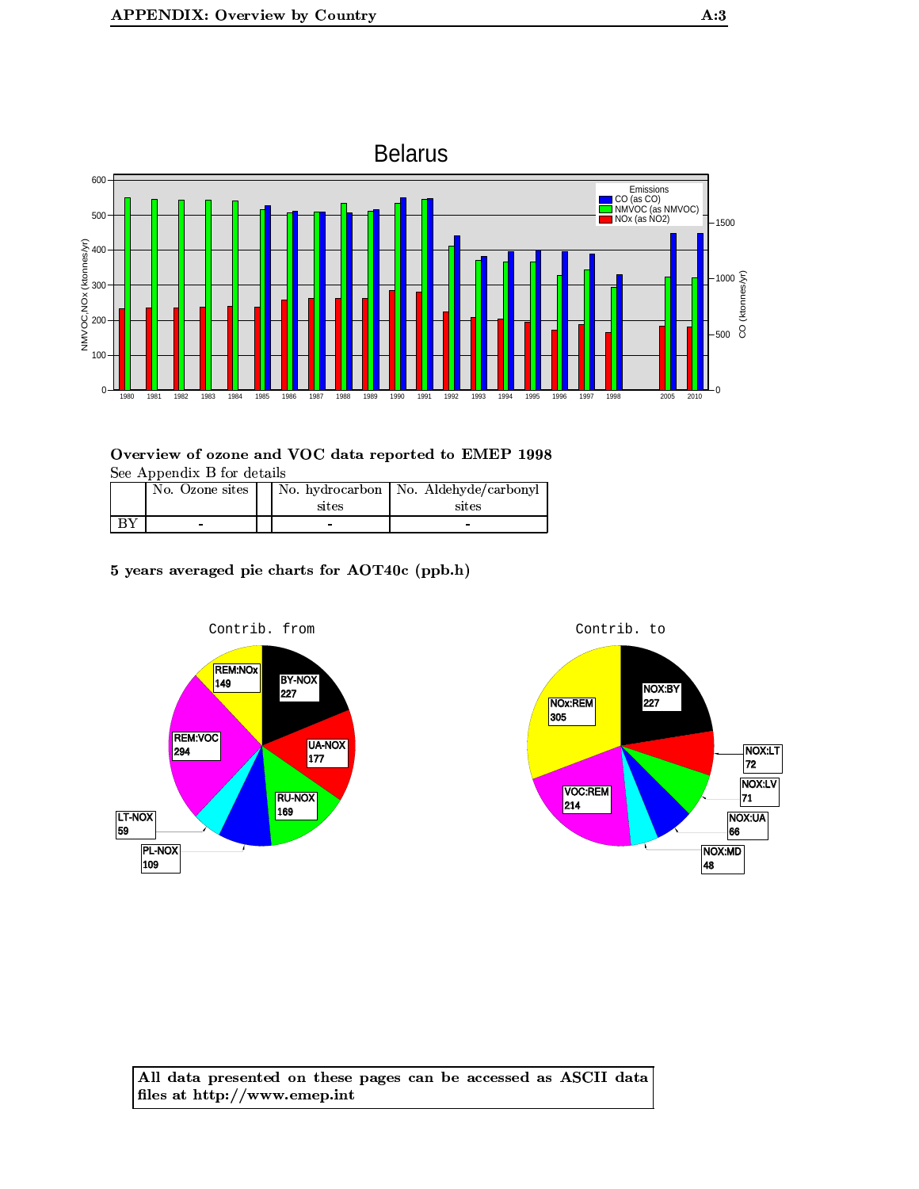### Overview of ozone and VOC data reported to EMEP 1998

See Appendix B for details

| | No. Ozone sites | | No. hydrocarbon sites | No. Aldehyde/carbonyl sites |
|---|---|---|---|---|
| BY | - | | - | - |

### 5 years averaged pie charts for AOT40c (ppb.h)

**All data presented on these pages can be accessed as ASCII data files at http://www.emep.int**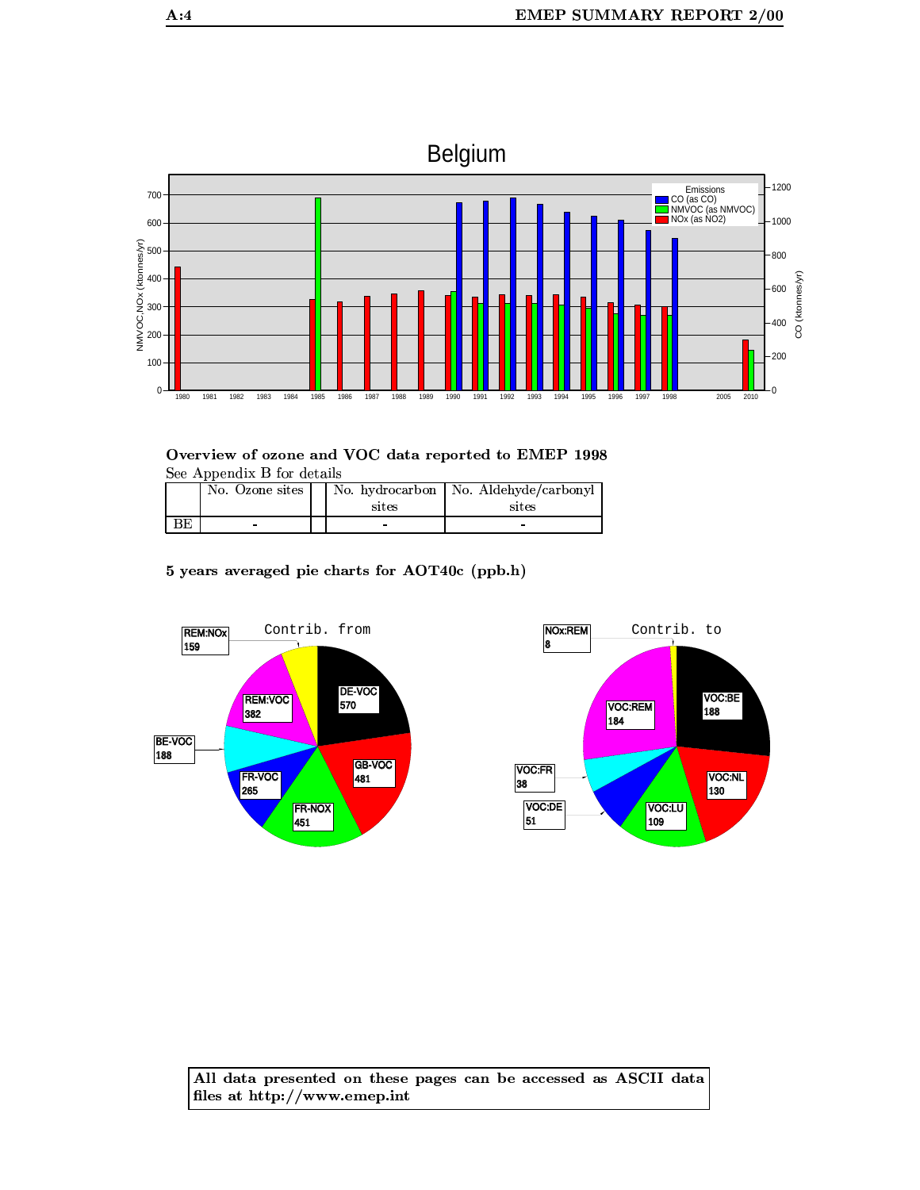## Belgium

**Overview of ozone and VOC data reported to EMEP 1998**

See Appendix B for details

| | No. Ozone sites | | No. hydrocarbon sites | No. Aldehyde/carbonyl sites |
|---|---|---|---|---|
| BE | - | | - | - |

**5 years averaged pie charts for AOT40c (ppb.h)**

All data presented on these pages can be accessed as ASCII data files at http://www.emep.int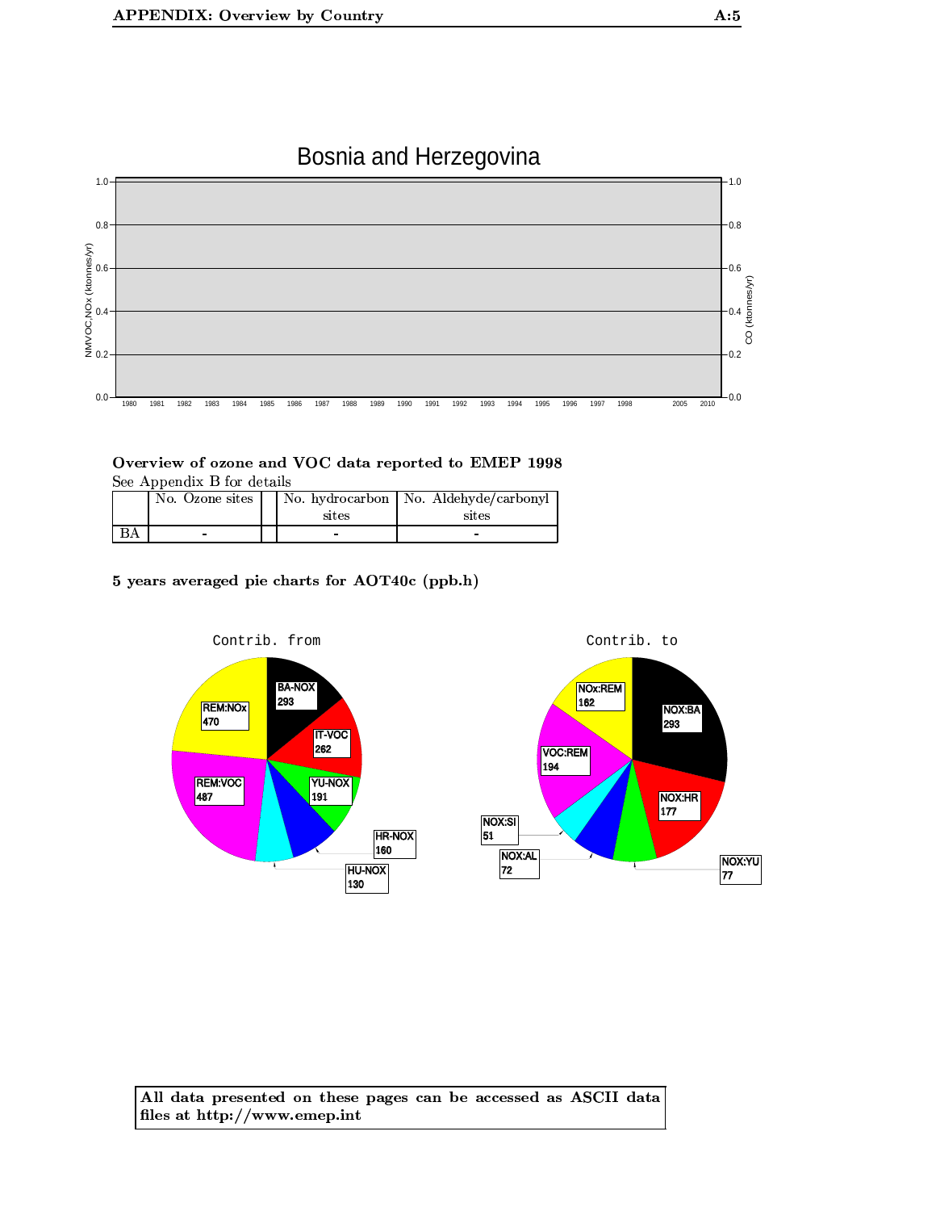# Bosnia and Herzegovina

### Overview of ozone and VOC data reported to EMEP 1998

See Appendix B for details

| | No. Ozone sites | | No. hydrocarbon sites | No. Aldehyde/carbonyl sites |
|---|---|---|---|---|
| BA | - | | - | - |

### 5 years averaged pie charts for AOT40c (ppb.h)

**All data presented on these pages can be accessed as ASCII data files at http://www.emep.int**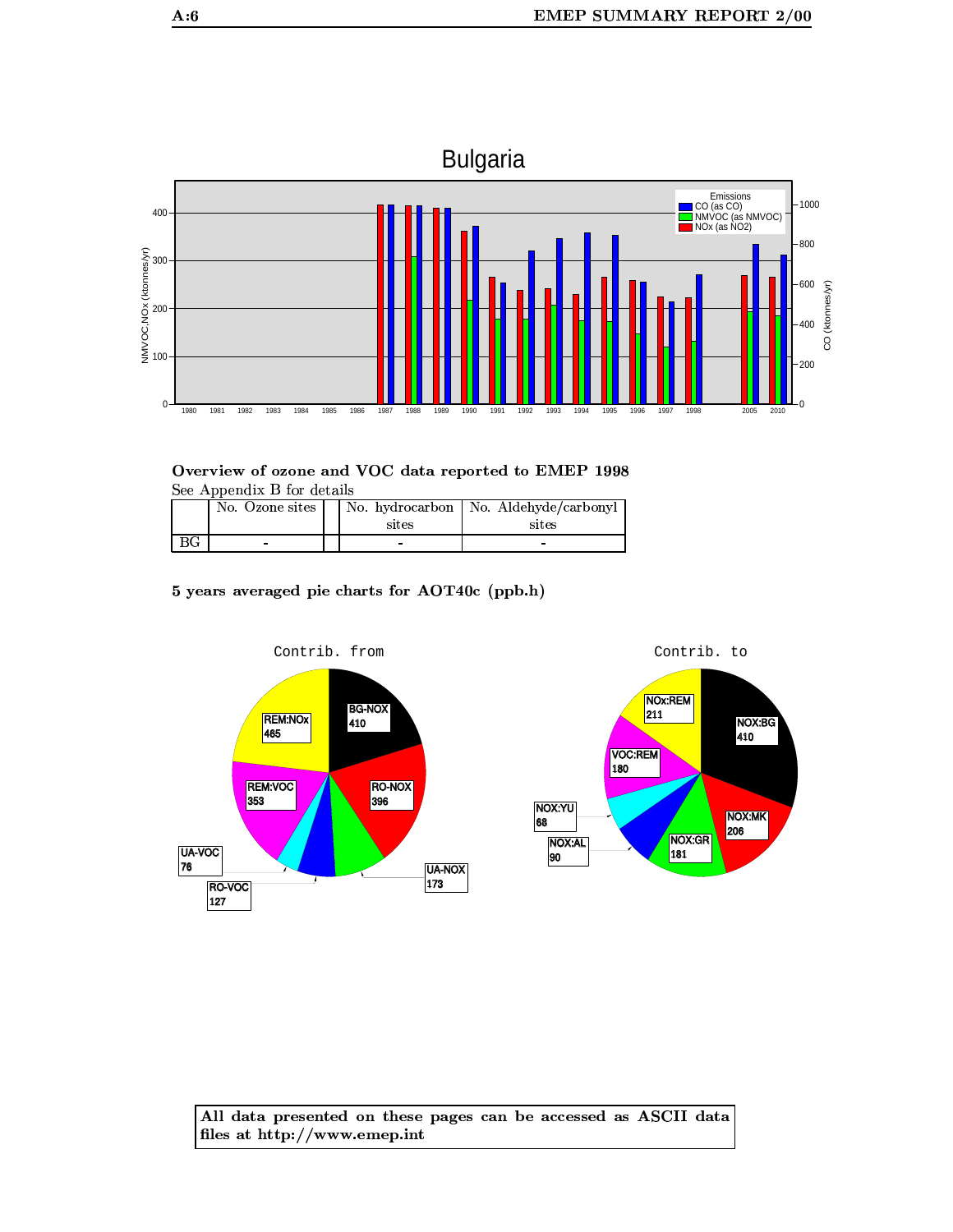## Overview of ozone and VOC data reported to EMEP 1998

See Appendix B for details

| | No. Ozone sites | | No. hydrocarbon sites | No. Aldehyde/carbonyl sites |
|---|---|---|---|---|
| BG | - | | - | - |

### 5 years averaged pie charts for AOT40c (ppb.h)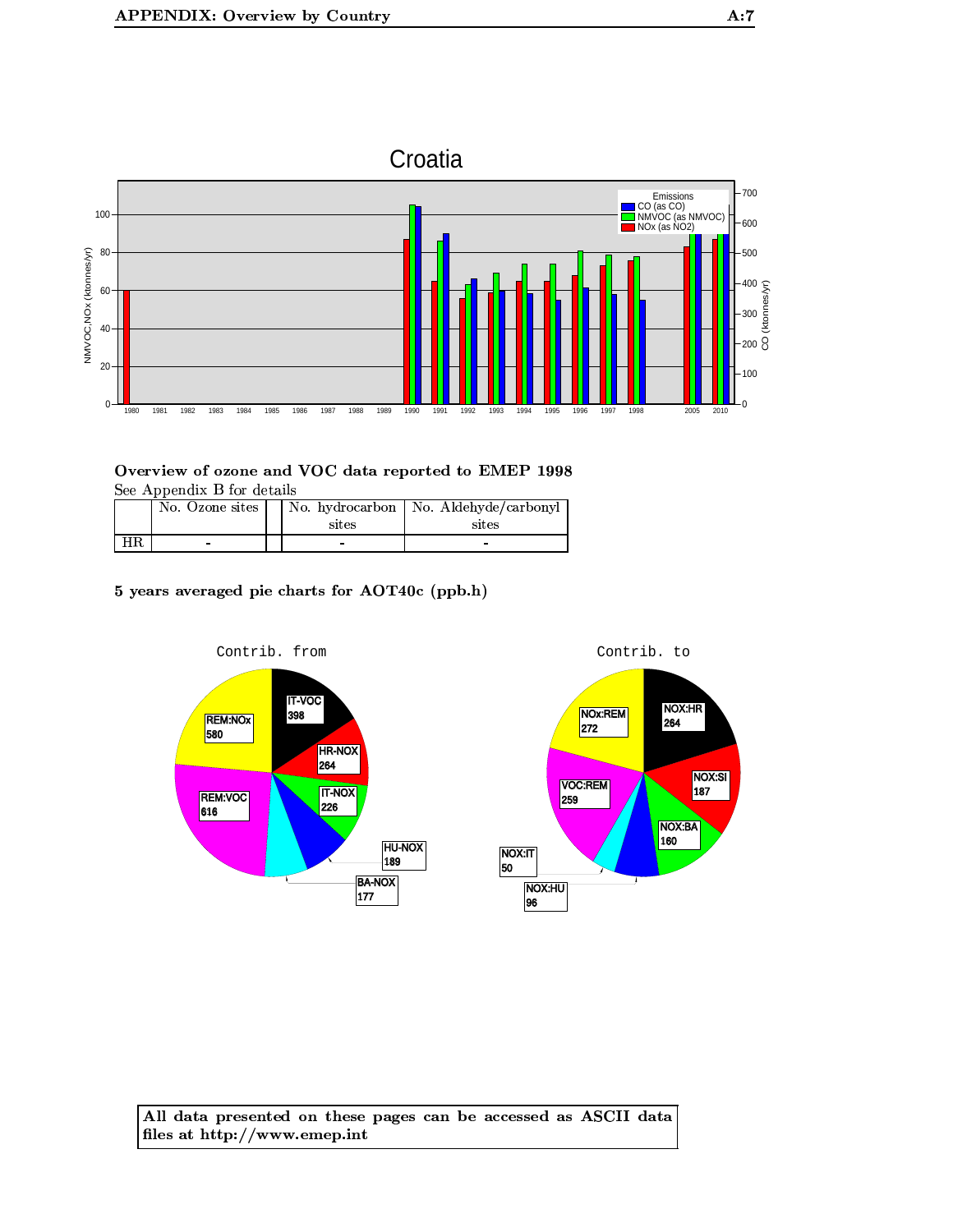Croatia

## Overview of ozone and VOC data reported to EMEP 1998

See Appendix B for details

| | No. Ozone sites | | No. hydrocarbon sites | No. Aldehyde/carbonyl sites |
|---|---|---|---|---|
| HR | - | | - | - |

### 5 years averaged pie charts for AOT40c (ppb.h)

Contrib. from

Contrib. to

**All data presented on these pages can be accessed as ASCII data files at http://www.emep.int**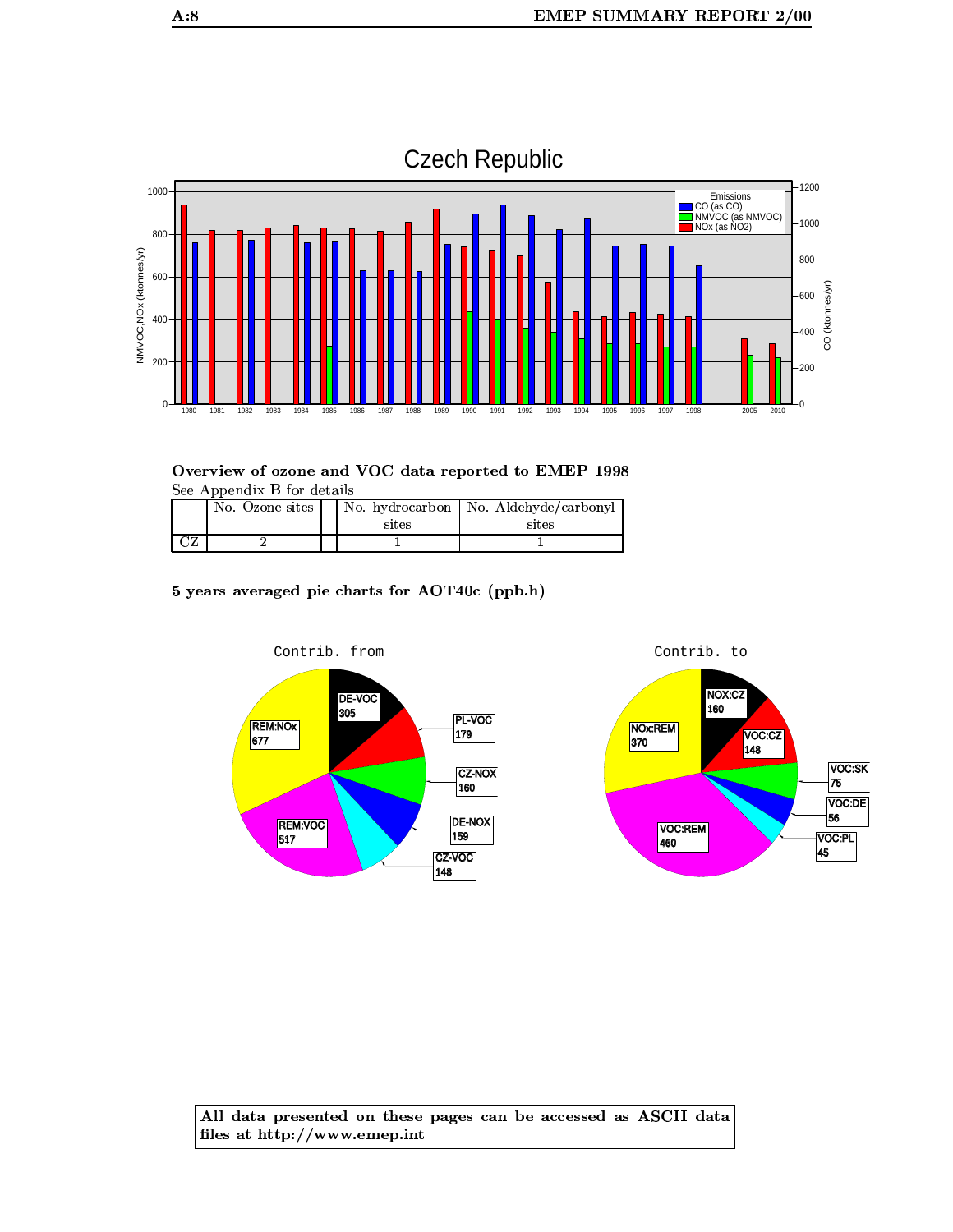## Overview of ozone and VOC data reported to EMEP 1998

See Appendix B for details

| | No. Ozone sites | | No. hydrocarbon sites | No. Aldehyde/carbonyl sites |
|---|---|---|---|---|
| CZ | 2 | | 1 | 1 |

### 5 years averaged pie charts for AOT40c (ppb.h)

**All data presented on these pages can be accessed as ASCII data files at http://www.emep.int**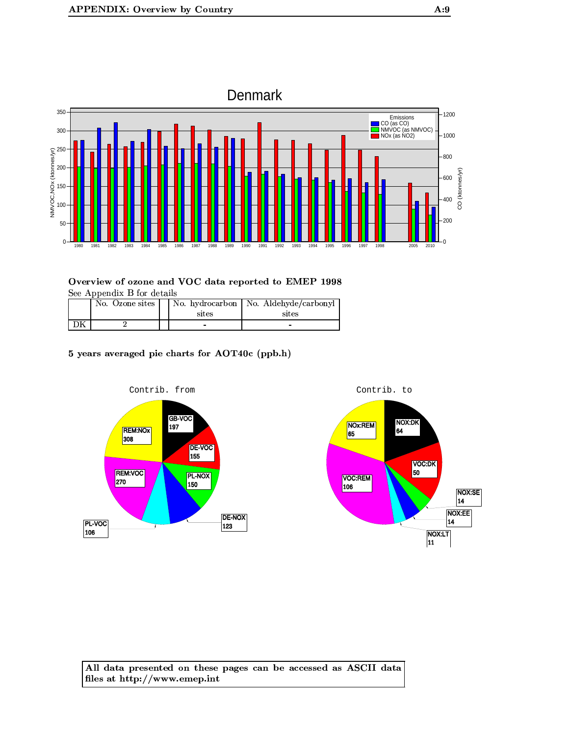### Overview of ozone and VOC data reported to EMEP 1998

See Appendix B for details

| | No. Ozone sites | | No. hydrocarbon sites | No. Aldehyde/carbonyl sites |
|---|---|---|---|---|
| DK | 2 | | - | - |

### 5 years averaged pie charts for AOT40c (ppb.h)

**All data presented on these pages can be accessed as ASCII data files at http://www.emep.int**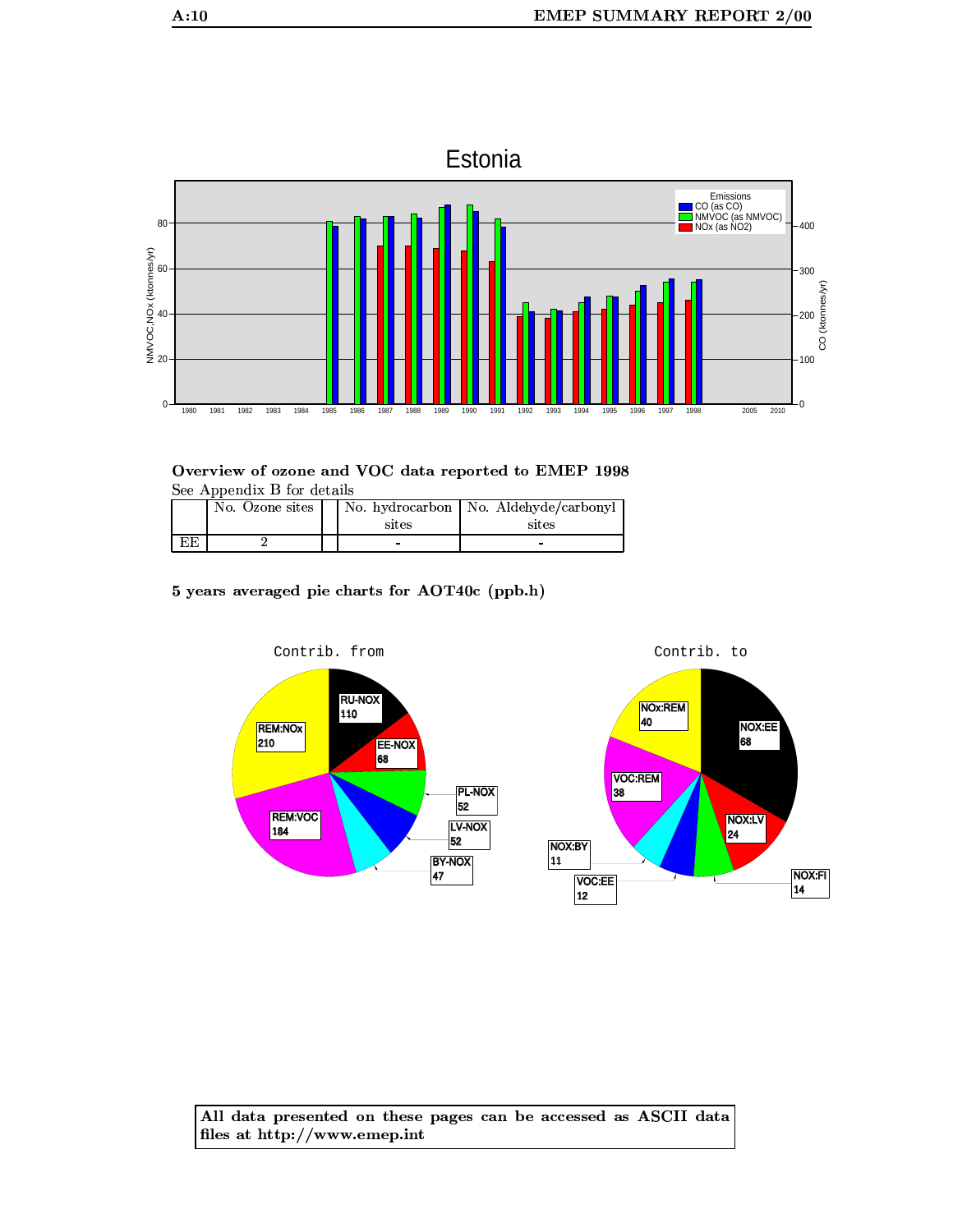Estonia

Emissions
CO (as CO)
NMVOC (as NMVOC)
NOx (as NO2)

NMVOC,NOx (ktonnes/yr)

CO (ktonnes/yr)

### Overview of ozone and VOC data reported to EMEP 1998

See Appendix B for details

| | No. Ozone sites | | No. hydrocarbon sites | No. Aldehyde/carbonyl sites |
|---|---|---|---|---|
| EE | 2 | | - | - |

### 5 years averaged pie charts for AOT40c (ppb.h)

Contrib. from

RU-NOX 110, EE-NOX 68, PL-NOX 52, LV-NOX 52, BY-NOX 47, REM:VOC 184, REM:NOx 210

Contrib. to

NOX:EE 68, NOX:LV 24, NOX:FI 14, VOC:EE 12, NOX:BY 11, VOC:REM 38, NOx:REM 40

**All data presented on these pages can be accessed as ASCII data files at http://www.emep.int**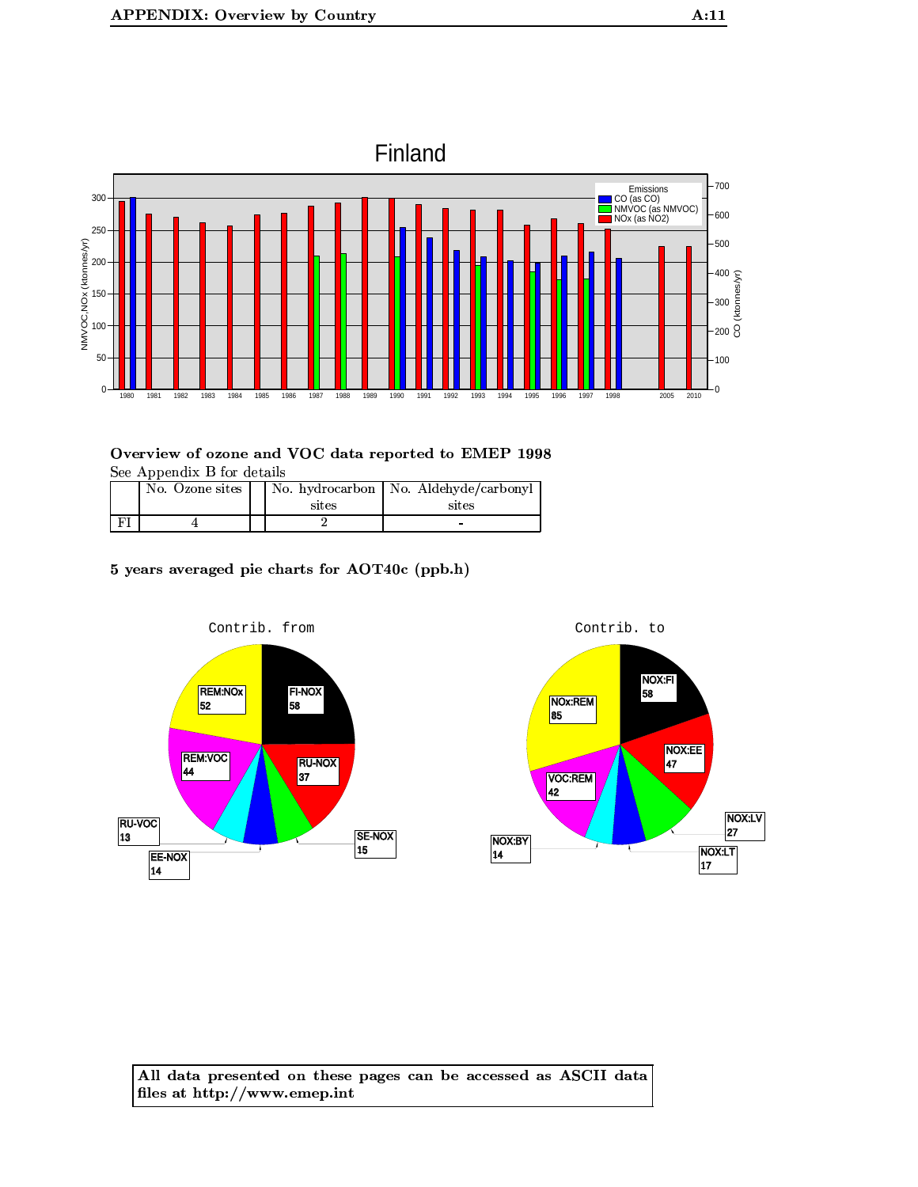Finland

Emissions
CO (as CO)
NMVOC (as NMVOC)
NOx (as NO2)

## Overview of ozone and VOC data reported to EMEP 1998

See Appendix B for details

| | No. Ozone sites | | No. hydrocarbon sites | No. Aldehyde/carbonyl sites |
|---|---|---|---|---|
| FI | 4 | | 2 | - |

## 5 years averaged pie charts for AOT40c (ppb.h)

Contrib. from

Contrib. to

All data presented on these pages can be accessed as ASCII data files at http://www.emep.int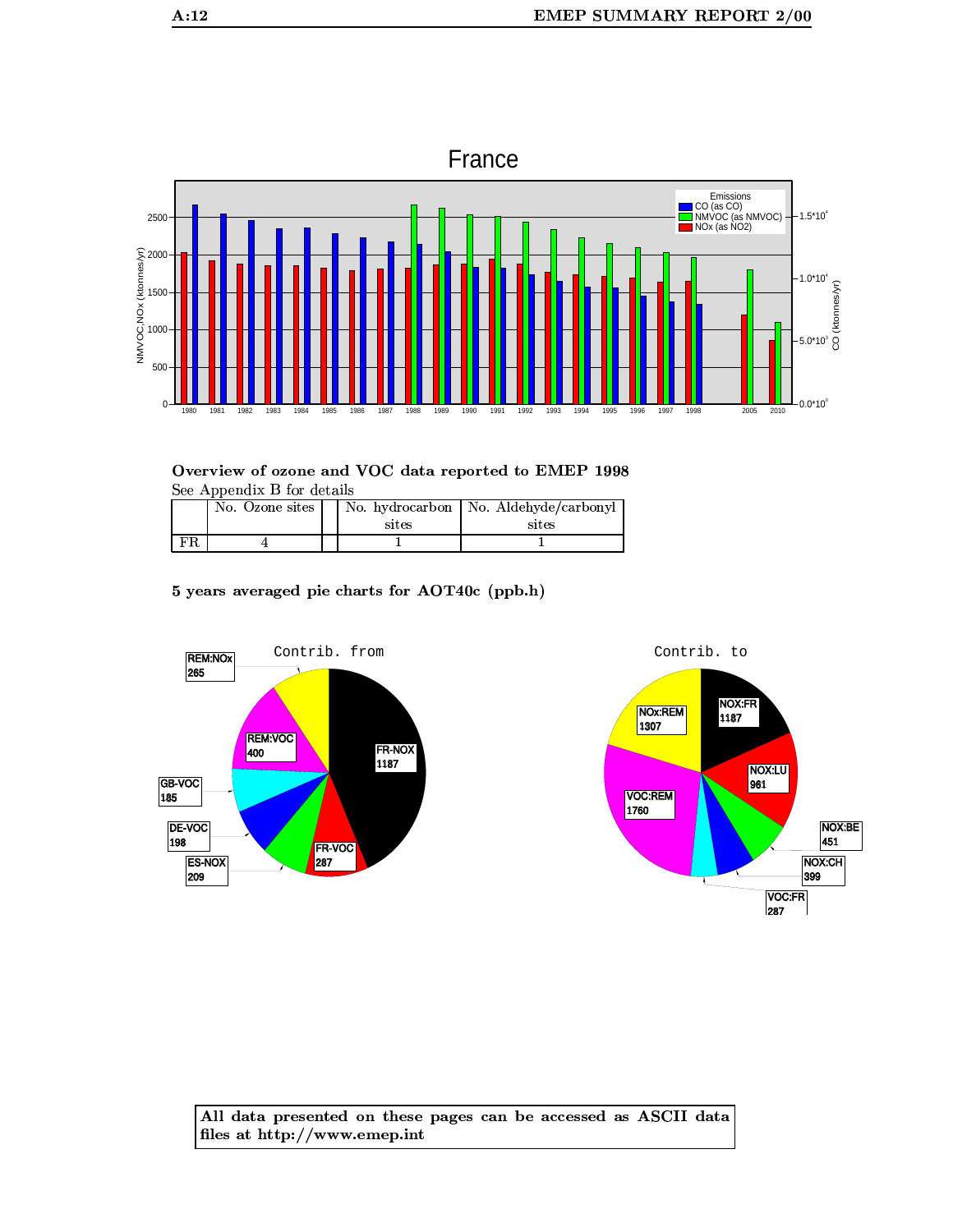France

Overview of ozone and VOC data reported to EMEP 1998

See Appendix B for details

| | No. Ozone sites | | No. hydrocarbon sites | No. Aldehyde/carbonyl sites |
|---|---|---|---|---|
| FR | 4 | | 1 | 1 |

**5 years averaged pie charts for AOT40c (ppb.h)**

Contrib. from

Contrib. to

**All data presented on these pages can be accessed as ASCII data files at http://www.emep.int**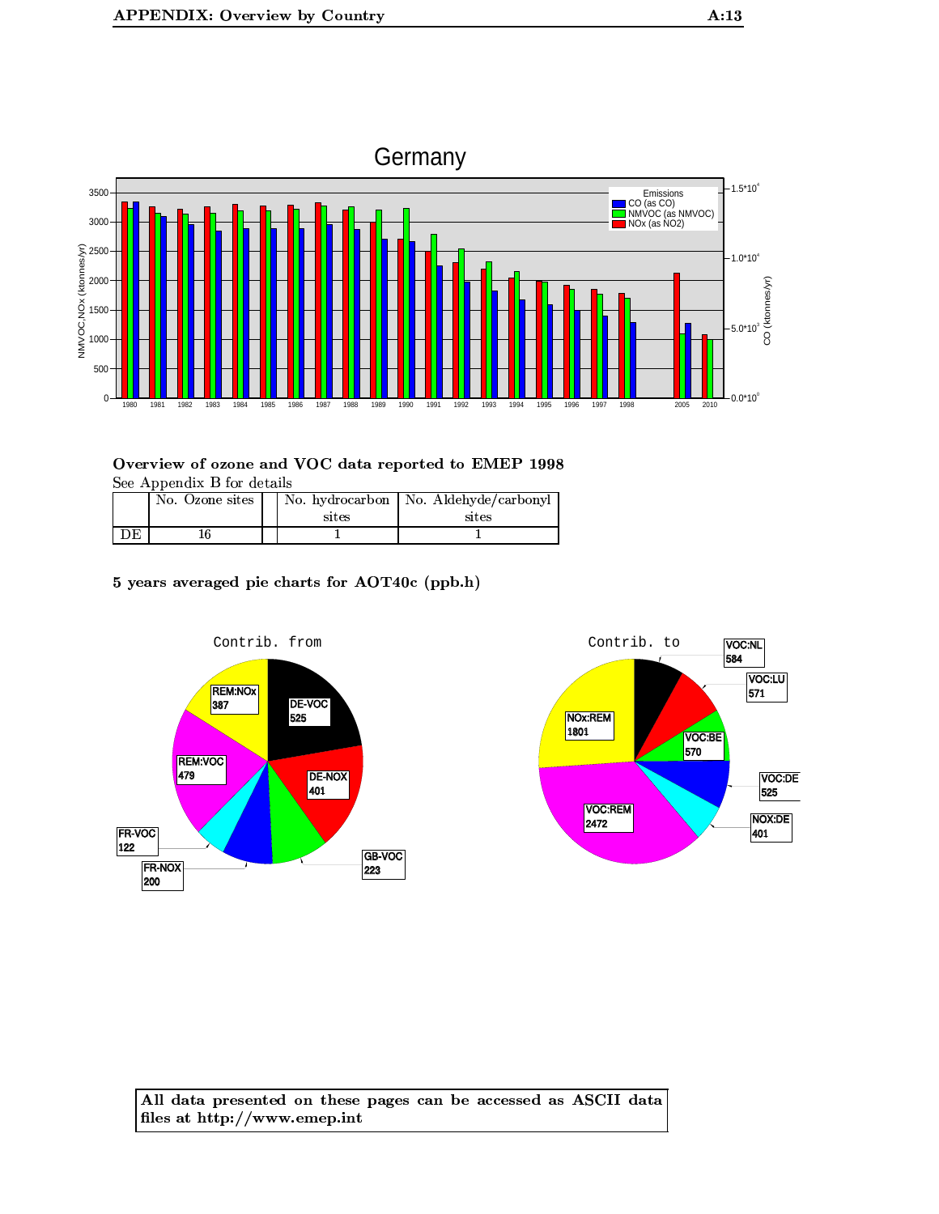## Overview of ozone and VOC data reported to EMEP 1998

See Appendix B for details

| | No. Ozone sites | | No. hydrocarbon sites | No. Aldehyde/carbonyl sites |
|---|---|---|---|---|
| DE | 16 | | 1 | 1 |

**5 years averaged pie charts for AOT40c (ppb.h)**

**All data presented on these pages can be accessed as ASCII data files at http://www.emep.int**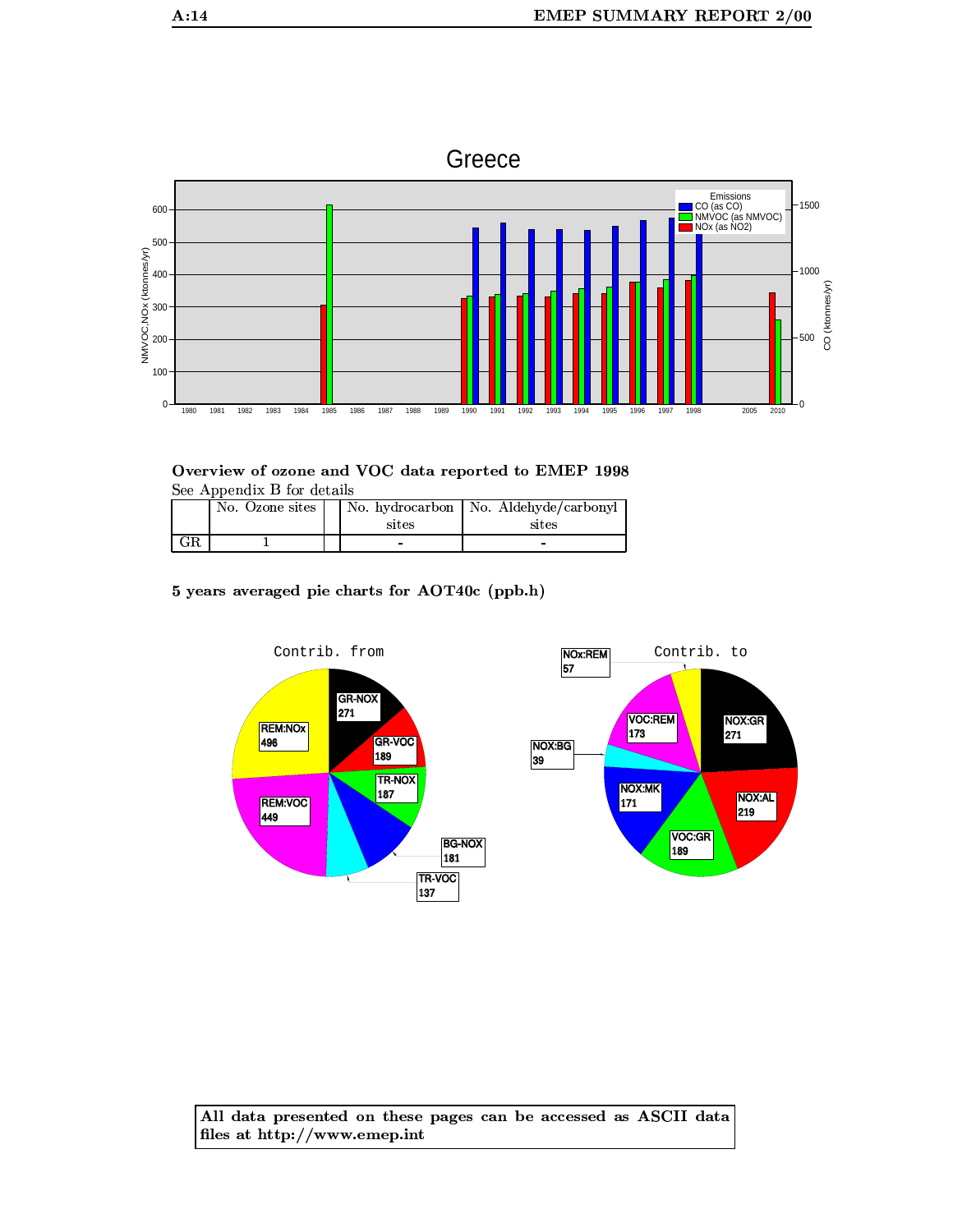## Greece

**Overview of ozone and VOC data reported to EMEP 1998**

See Appendix B for details

| | No. Ozone sites | | No. hydrocarbon sites | No. Aldehyde/carbonyl sites |
|---|---|---|---|---|
| GR | 1 | | - | - |

**5 years averaged pie charts for AOT40c (ppb.h)**

**All data presented on these pages can be accessed as ASCII data files at http://www.emep.int**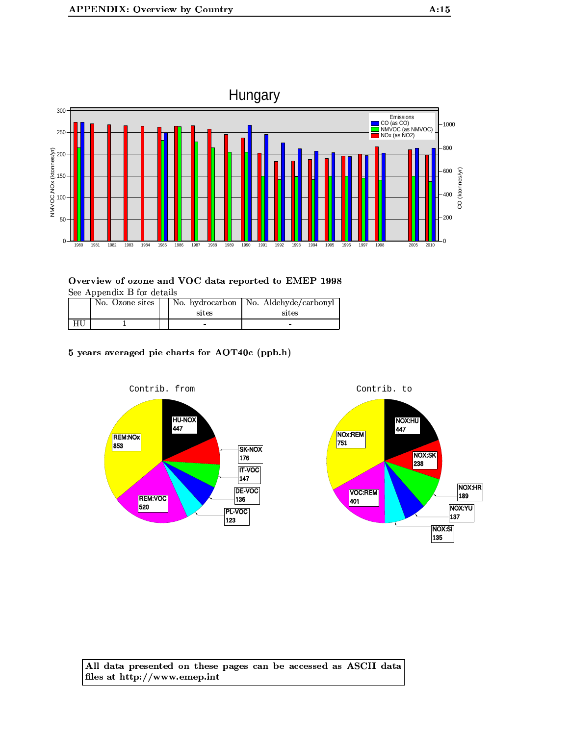## Hungary

### Overview of ozone and VOC data reported to EMEP 1998

See Appendix B for details

| | No. Ozone sites | | No. hydrocarbon sites | No. Aldehyde/carbonyl sites |
|---|---|---|---|---|
| HU | 1 | | - | - |

### 5 years averaged pie charts for AOT40c (ppb.h)

**All data presented on these pages can be accessed as ASCII data files at http://www.emep.int**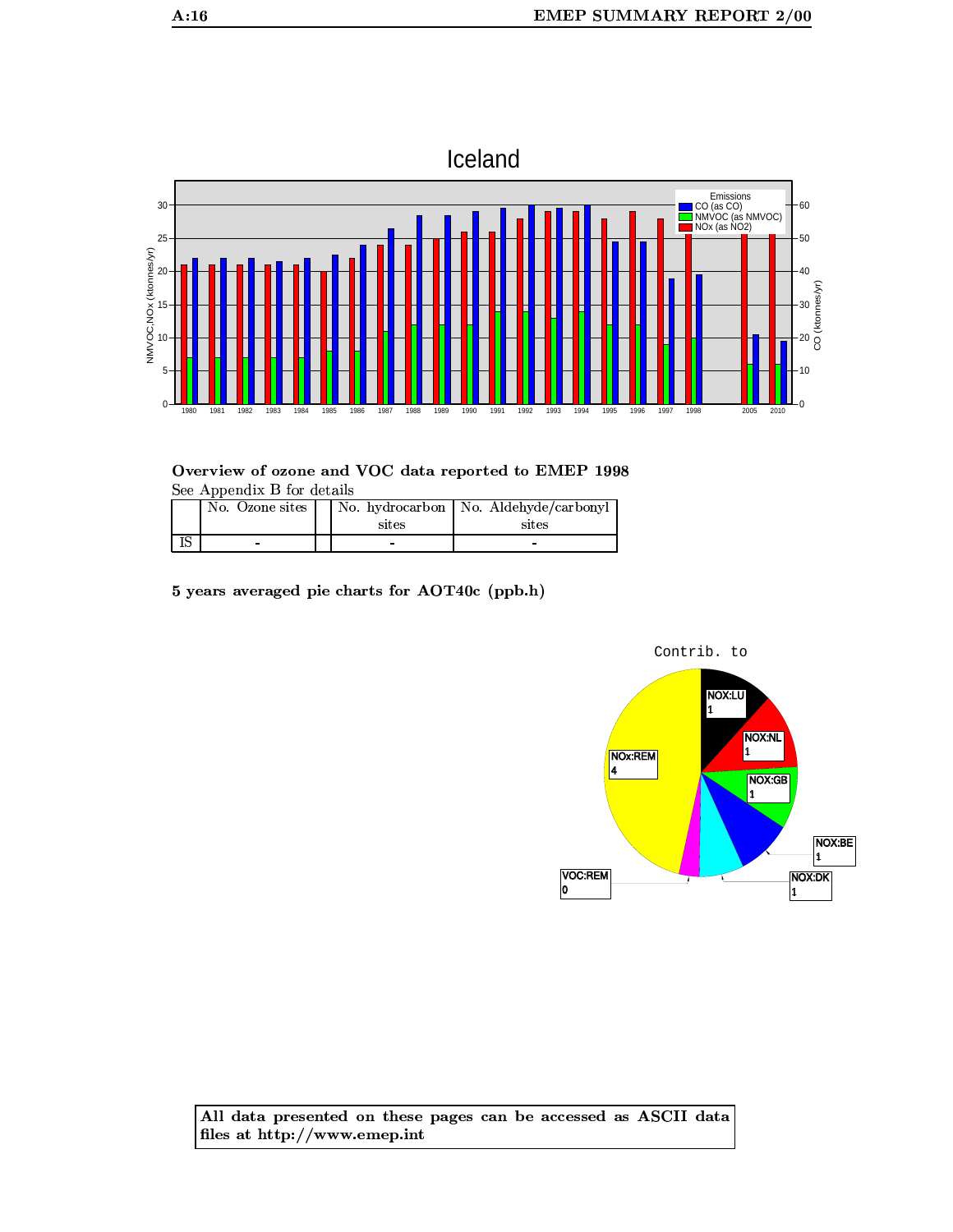Iceland

## Overview of ozone and VOC data reported to EMEP 1998

See Appendix B for details

| | No. Ozone sites | | No. hydrocarbon sites | No. Aldehyde/carbonyl sites |
|---|---|---|---|---|
| IS | - | | - | - |

## 5 years averaged pie charts for AOT40c (ppb.h)

**All data presented on these pages can be accessed as ASCII data files at http://www.emep.int**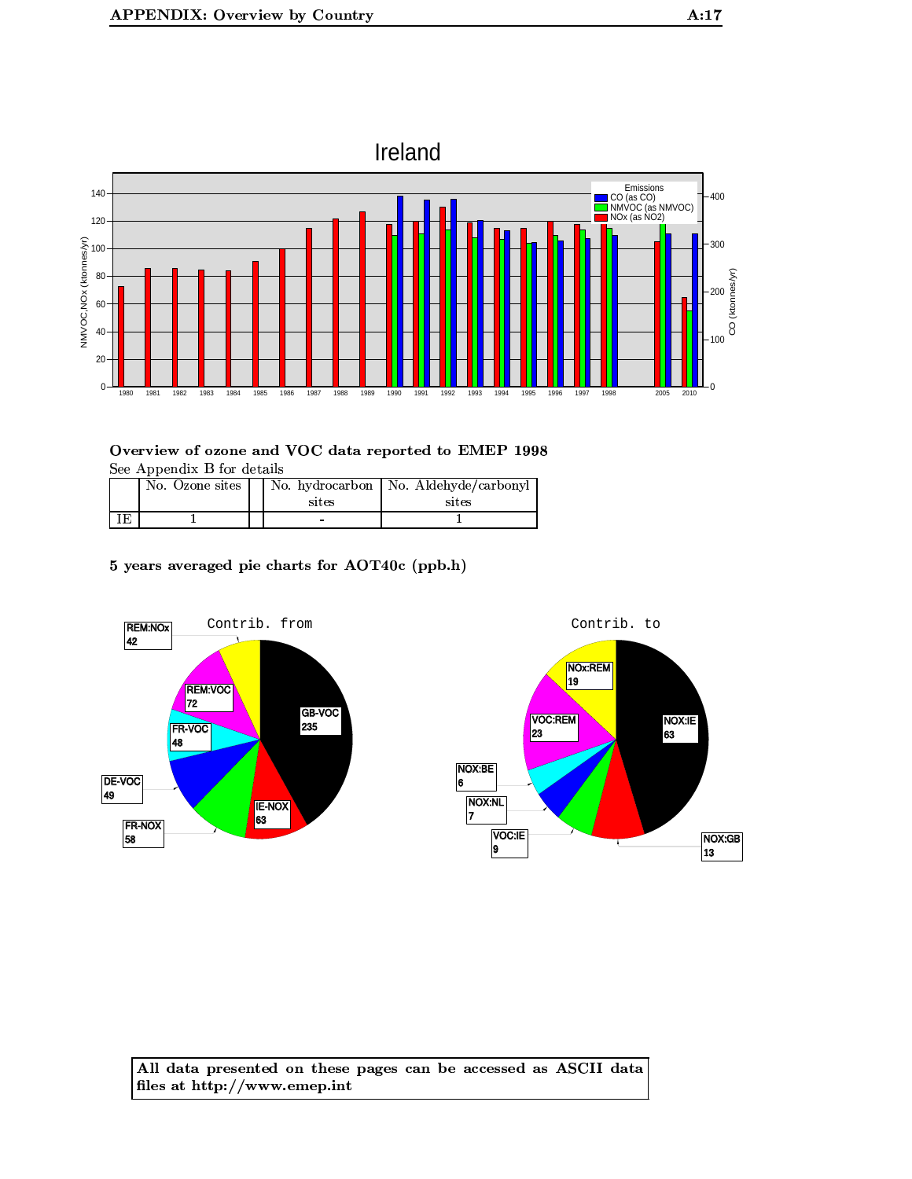### Overview of ozone and VOC data reported to EMEP 1998

See Appendix B for details

| | No. Ozone sites | | No. hydrocarbon sites | No. Aldehyde/carbonyl sites |
|---|---|---|---|---|
| IE | 1 | | - | 1 |

### 5 years averaged pie charts for AOT40c (ppb.h)

**All data presented on these pages can be accessed as ASCII data files at http://www.emep.int**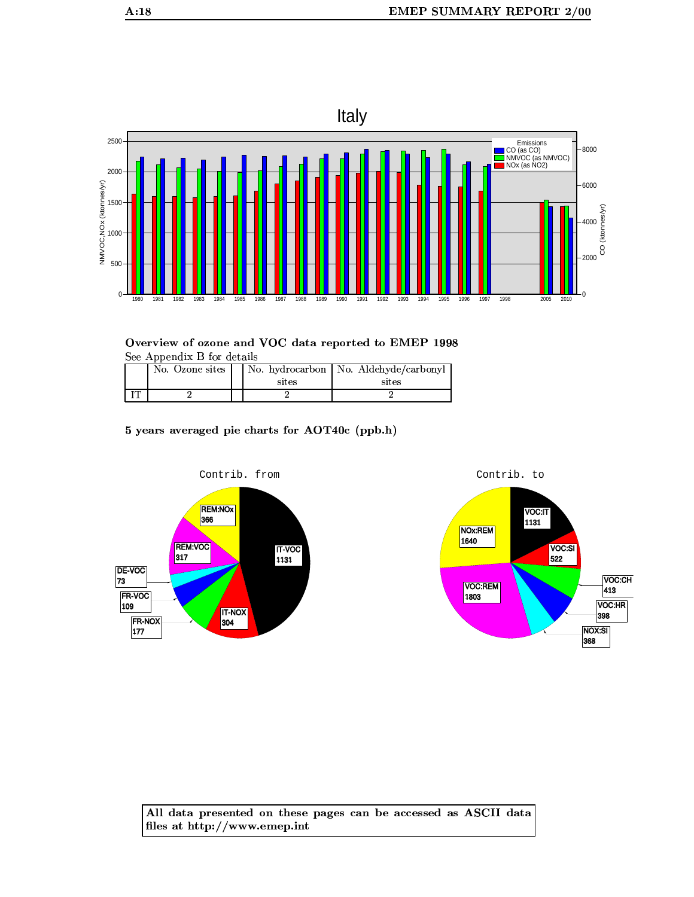## Overview of ozone and VOC data reported to EMEP 1998

See Appendix B for details

| | No. Ozone sites | | No. hydrocarbon sites | No. Aldehyde/carbonyl sites |
|---|---|---|---|---|
| IT | 2 | | 2 | 2 |

## 5 years averaged pie charts for AOT40c (ppb.h)

**All data presented on these pages can be accessed as ASCII data files at http://www.emep.int**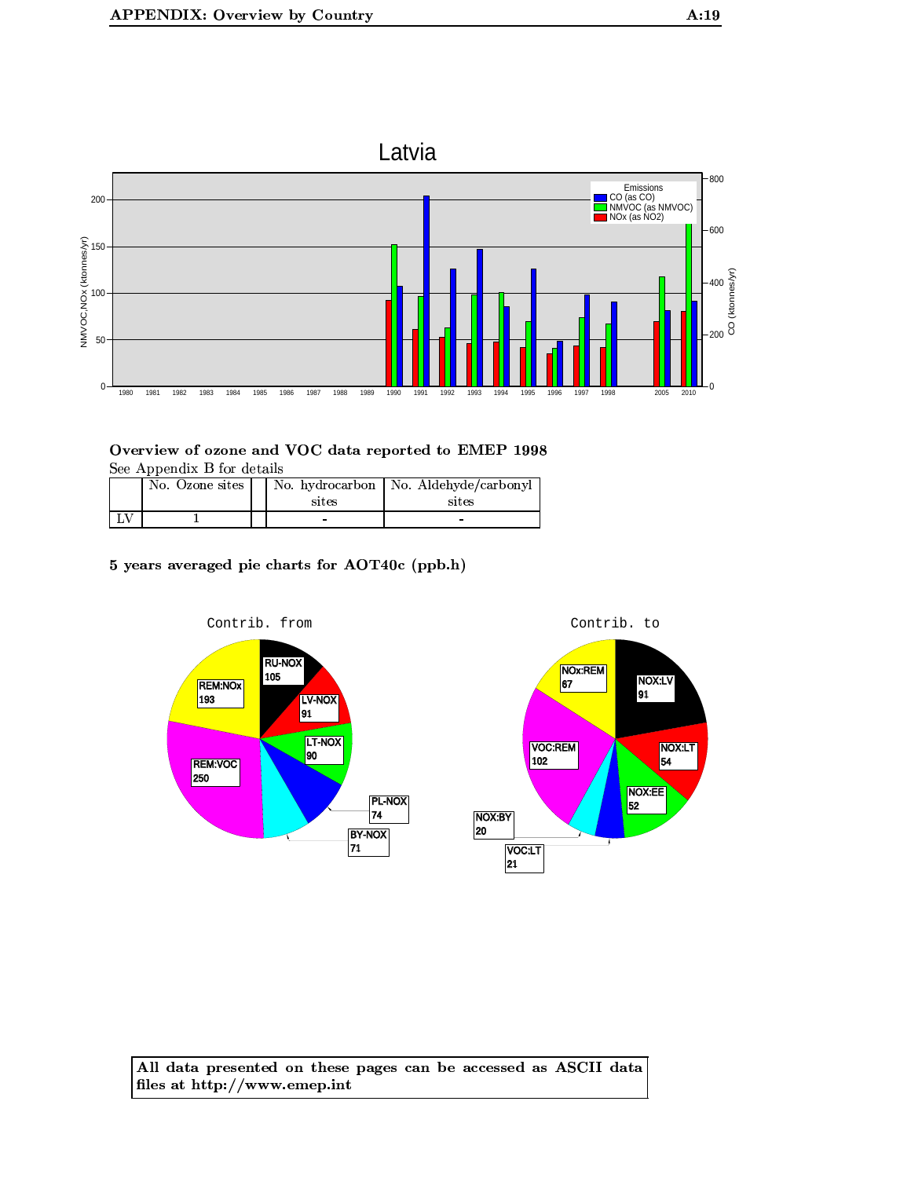Latvia

**Overview of ozone and VOC data reported to EMEP 1998**

See Appendix B for details

| | No. Ozone sites | | No. hydrocarbon sites | No. Aldehyde/carbonyl sites |
|---|---|---|---|---|
| LV | 1 | | - | - |

**5 years averaged pie charts for AOT40c (ppb.h)**

**All data presented on these pages can be accessed as ASCII data files at http://www.emep.int**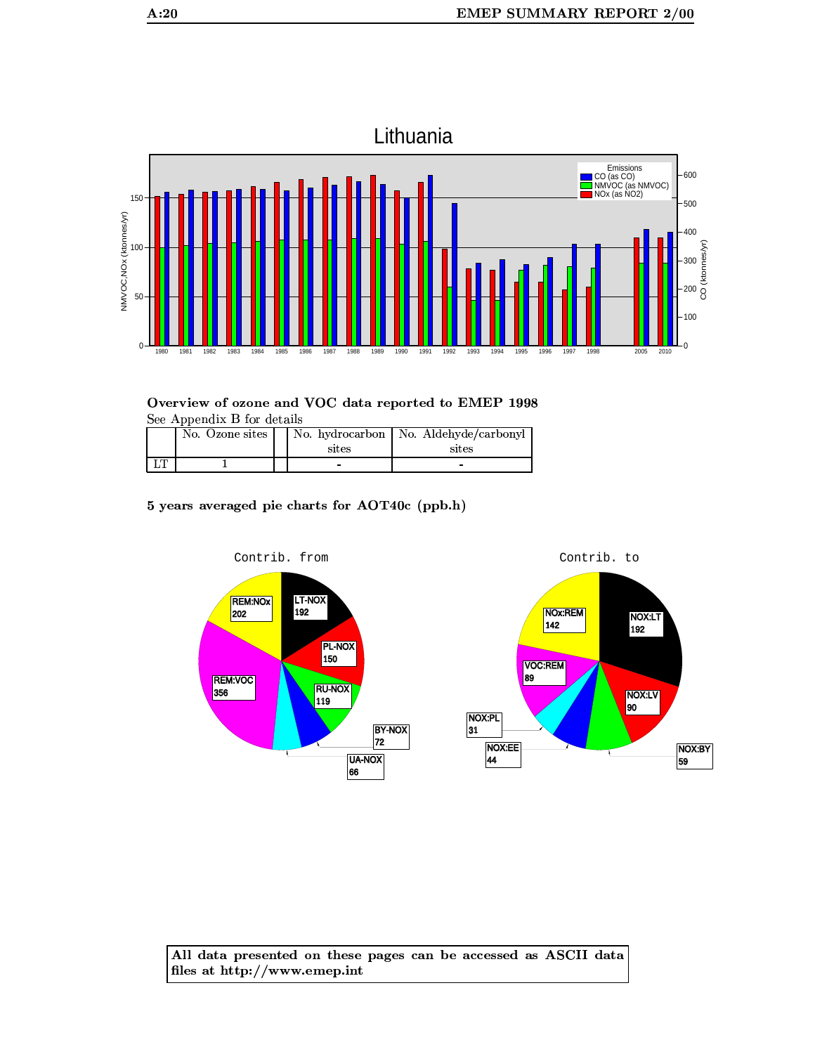Lithuania

Emissions: CO (as CO), NMVOC (as NMVOC), NOx (as NO2)

**Overview of ozone and VOC data reported to EMEP 1998**

See Appendix B for details

| | No. Ozone sites | | No. hydrocarbon sites | No. Aldehyde/carbonyl sites |
|---|---|---|---|---|
| LT | 1 | | - | - |

**5 years averaged pie charts for AOT40c (ppb.h)**

Contrib. from: LT-NOX 192, PL-NOX 150, RU-NOX 119, BY-NOX 72, UA-NOX 66, REM:VOC 356, REM:NOx 202

Contrib. to: NOX:LT 192, NOX:LV 90, NOX:BY 59, NOX:EE 44, NOX:PL 31, VOC:REM 89, NOx:REM 142

All data presented on these pages can be accessed as ASCII data files at http://www.emep.int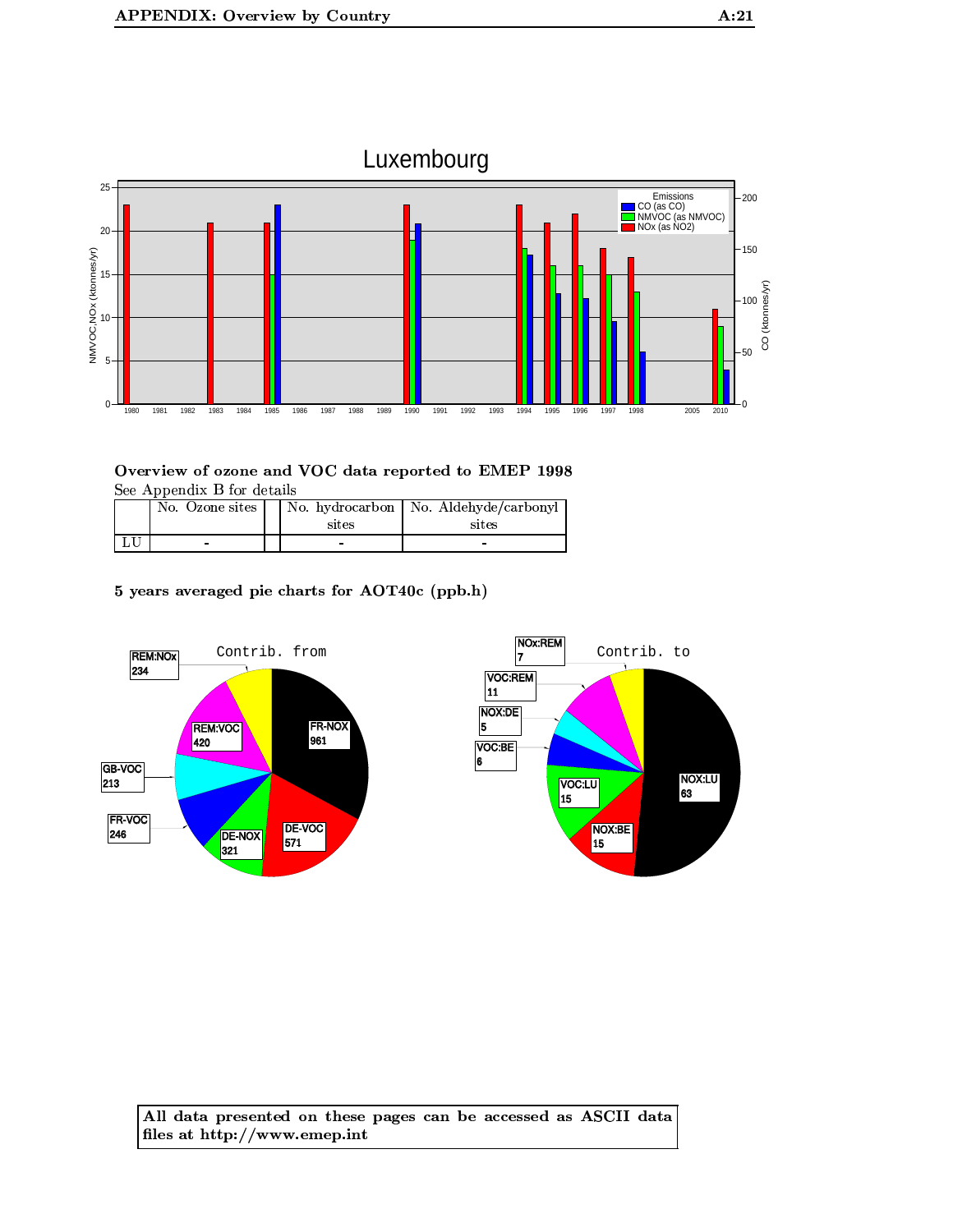## Luxembourg

### Overview of ozone and VOC data reported to EMEP 1998

See Appendix B for details

| | No. Ozone sites | | No. hydrocarbon sites | No. Aldehyde/carbonyl sites |
|---|---|---|---|---|
| LU | - | | - | - |

### 5 years averaged pie charts for AOT40c (ppb.h)

**All data presented on these pages can be accessed as ASCII data files at http://www.emep.int**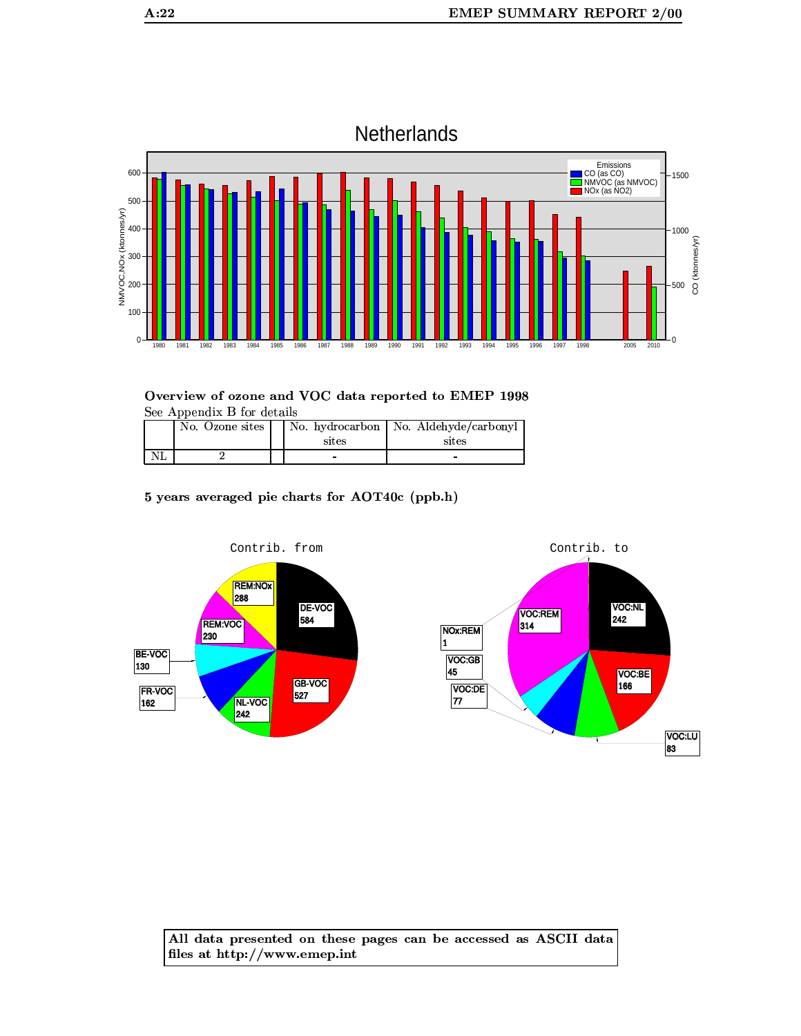## Overview of ozone and VOC data reported to EMEP 1998

See Appendix B for details

| | No. Ozone sites | | No. hydrocarbon sites | No. Aldehyde/carbonyl sites |
|---|---|---|---|---|
| NL | 2 | | - | - |

## 5 years averaged pie charts for AOT40c (ppb.h)

All data presented on these pages can be accessed as ASCII data files at http://www.emep.int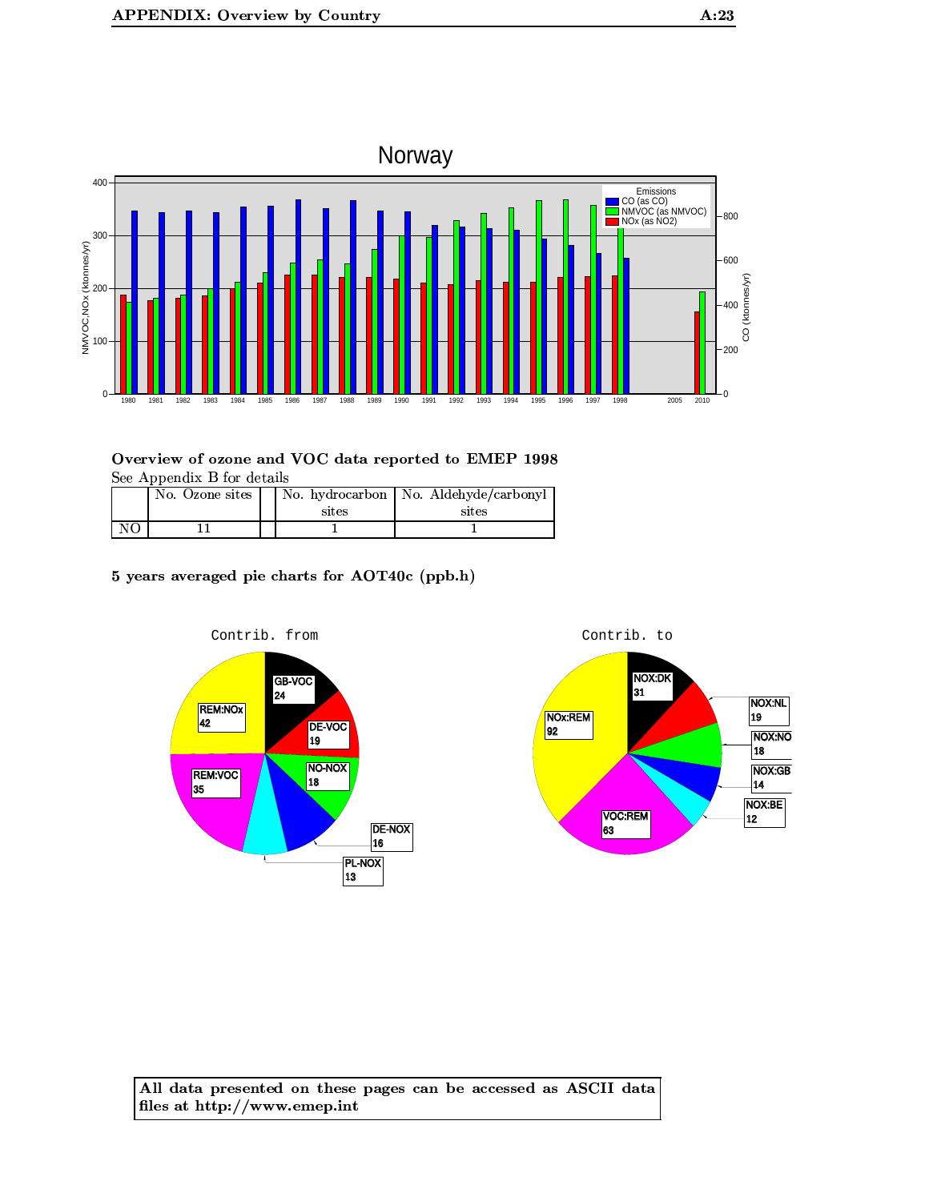## Overview of ozone and VOC data reported to EMEP 1998

See Appendix B for details

| | No. Ozone sites | | No. hydrocarbon sites | No. Aldehyde/carbonyl sites |
|---|---|---|---|---|
| NO | 11 | | 1 | 1 |

**5 years averaged pie charts for AOT40c (ppb.h)**

All data presented on these pages can be accessed as ASCII data files at http://www.emep.int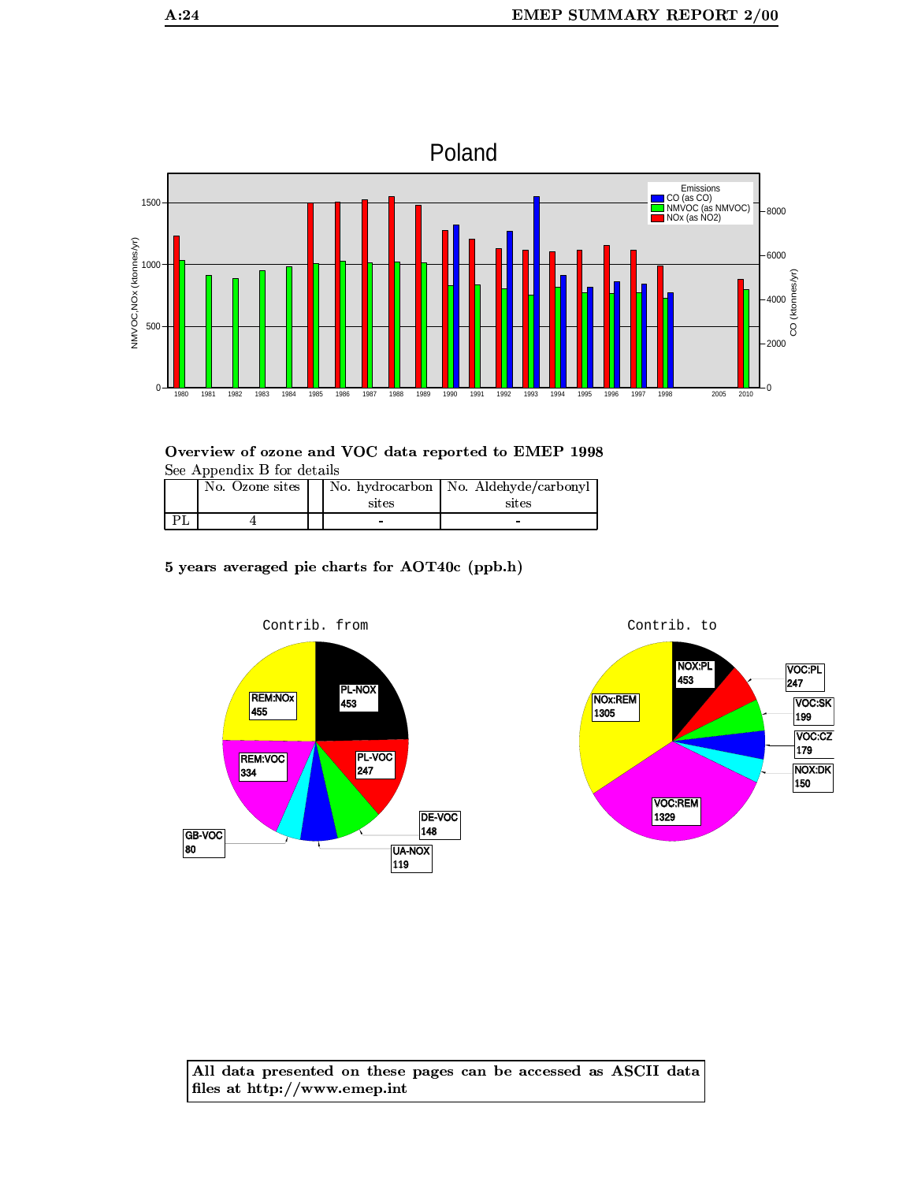## Poland

Emissions
- CO (as CO)
- NMVOC (as NMVOC)
- NOx (as NO2)

NMVOC,NOx (ktonnes/yr)

CO (ktonnes/yr)

### Overview of ozone and VOC data reported to EMEP 1998

See Appendix B for details

| | No. Ozone sites | | No. hydrocarbon sites | No. Aldehyde/carbonyl sites |
|---|---|---|---|---|
| PL | 4 | | - | - |

### 5 years averaged pie charts for AOT40c (ppb.h)

Contrib. from

REM:NOx 455, PL-NOX 453, PL-VOC 247, DE-VOC 148, UA-NOX 119, GB-VOC 80, REM:VOC 334

Contrib. to

NOX:PL 453, VOC:PL 247, VOC:SK 199, VOC:CZ 179, NOX:DK 150, VOC:REM 1329, NOx:REM 1305

**All data presented on these pages can be accessed as ASCII data files at http://www.emep.int**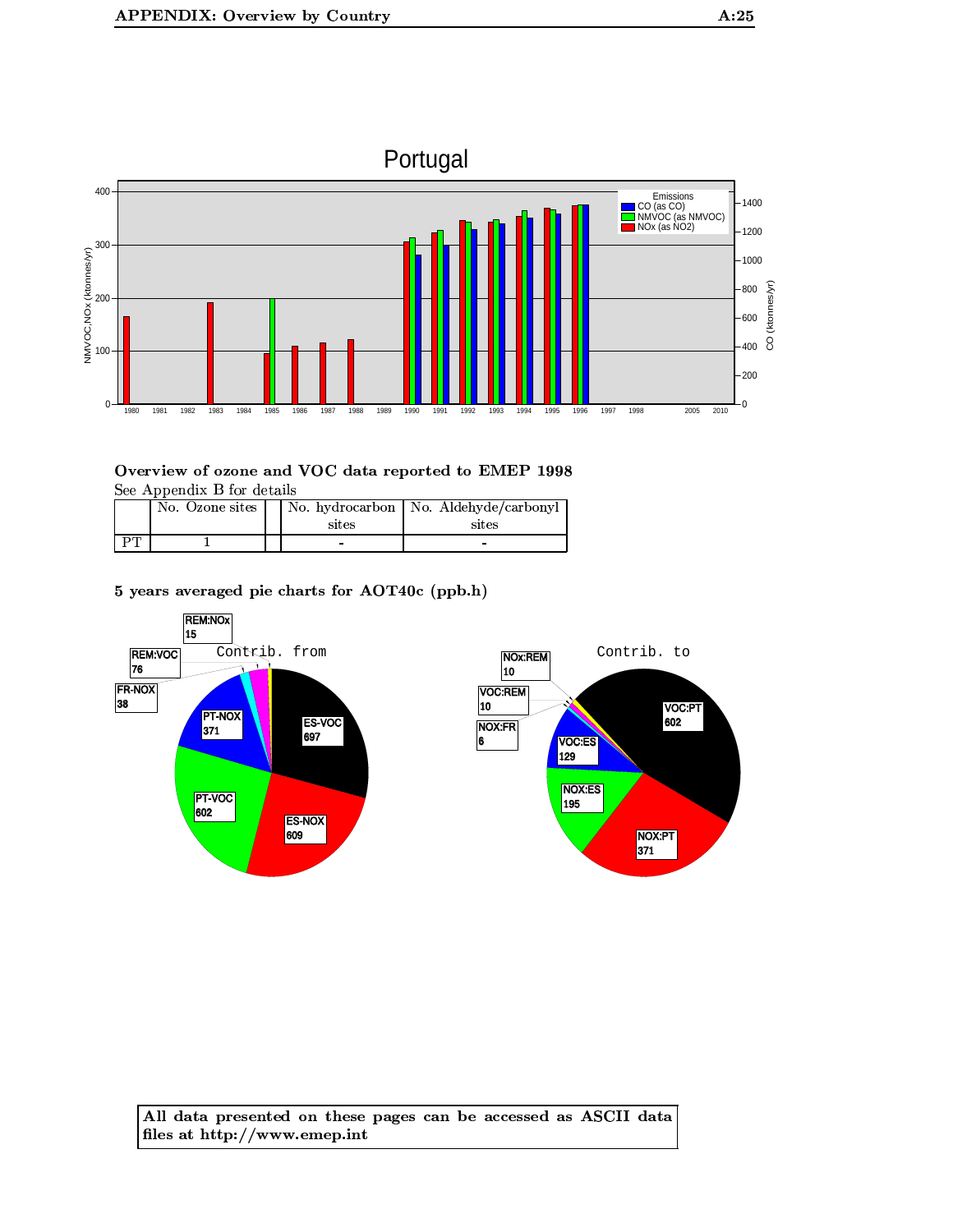## Overview of ozone and VOC data reported to EMEP 1998

See Appendix B for details

| | No. Ozone sites | | No. hydrocarbon sites | No. Aldehyde/carbonyl sites |
|---|---|---|---|---|
| PT | 1 | | - | - |

## 5 years averaged pie charts for AOT40c (ppb.h)

All data presented on these pages can be accessed as ASCII data files at http://www.emep.int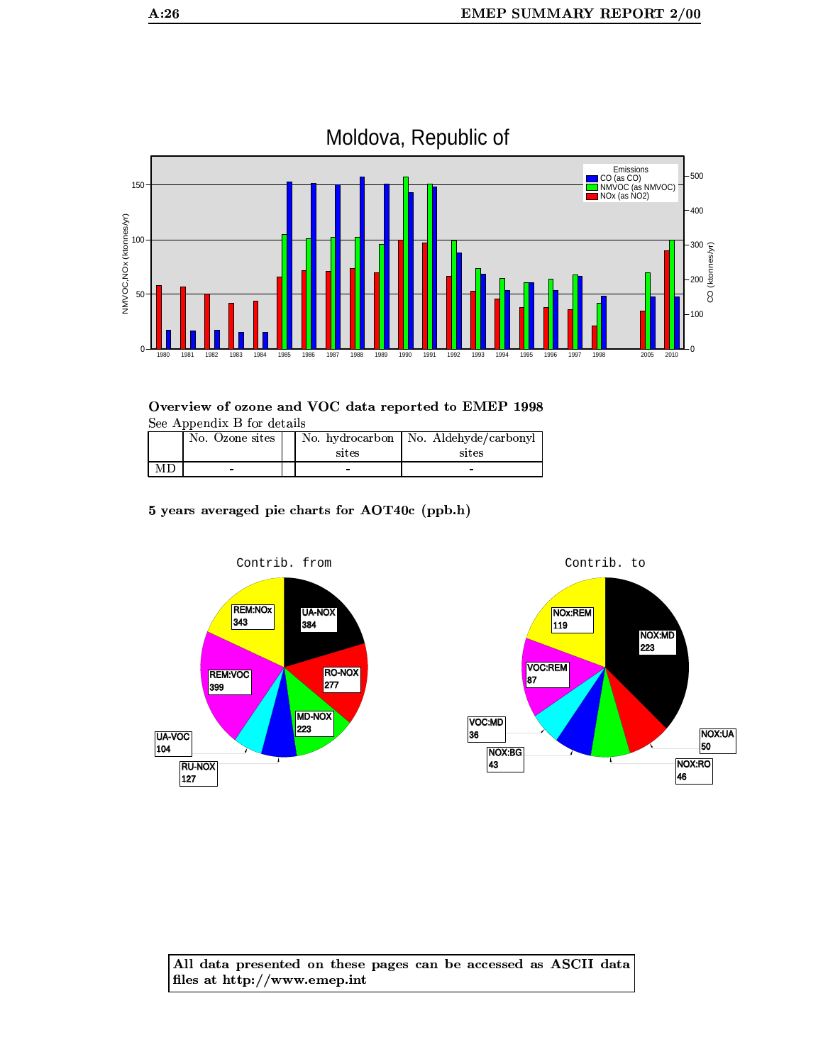Moldova, Republic of

## Overview of ozone and VOC data reported to EMEP 1998

See Appendix B for details

| | No. Ozone sites | | No. hydrocarbon sites | No. Aldehyde/carbonyl sites |
|---|---|---|---|---|
| MD | - | | - | - |

## 5 years averaged pie charts for AOT40c (ppb.h)

Contrib. from

Contrib. to

**All data presented on these pages can be accessed as ASCII data files at http://www.emep.int**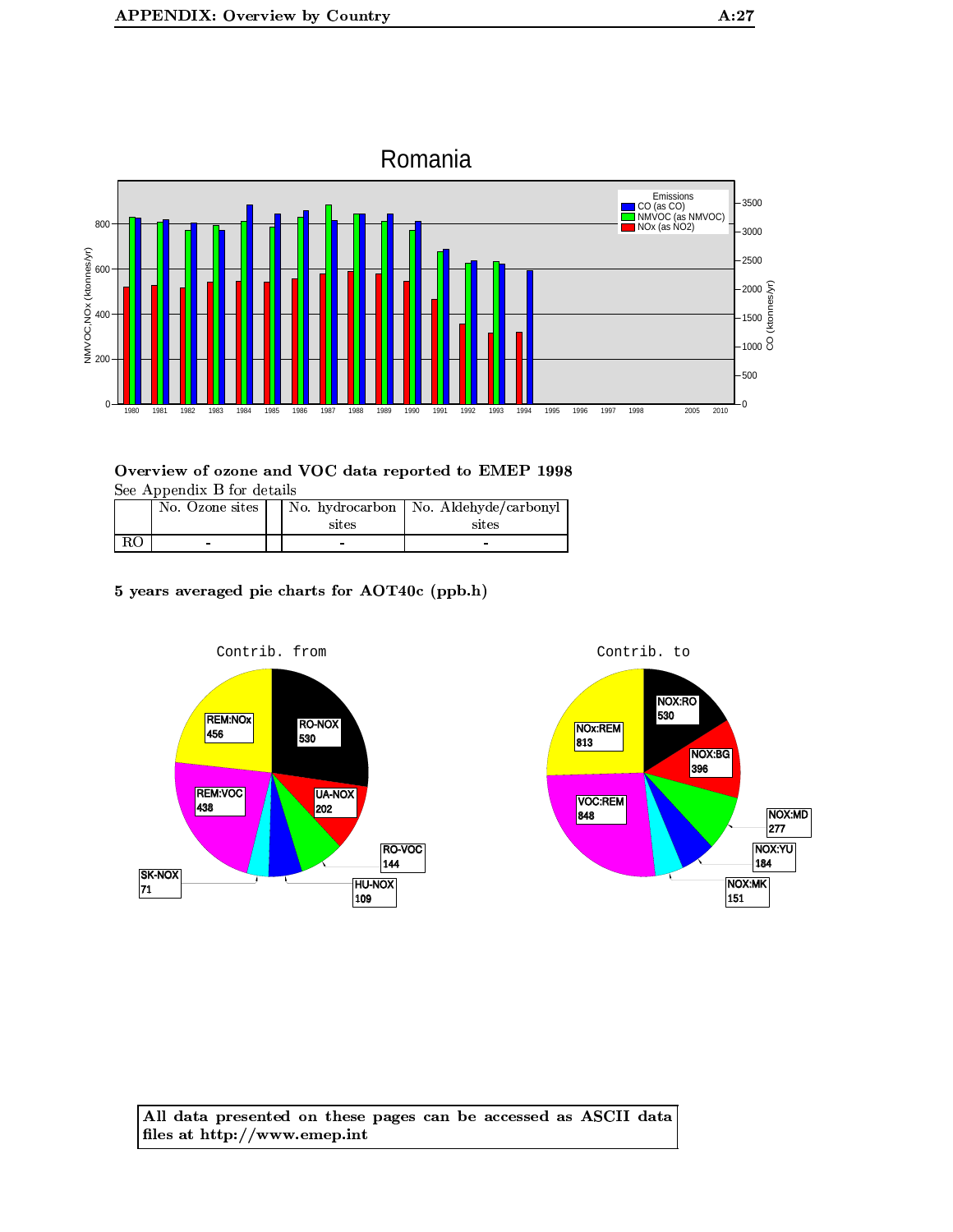Romania

## Overview of ozone and VOC data reported to EMEP 1998

See Appendix B for details

| | No. Ozone sites | | No. hydrocarbon sites | No. Aldehyde/carbonyl sites |
|---|---|---|---|---|
| RO | - | | - | - |

### 5 years averaged pie charts for AOT40c (ppb.h)

**All data presented on these pages can be accessed as ASCII data files at http://www.emep.int**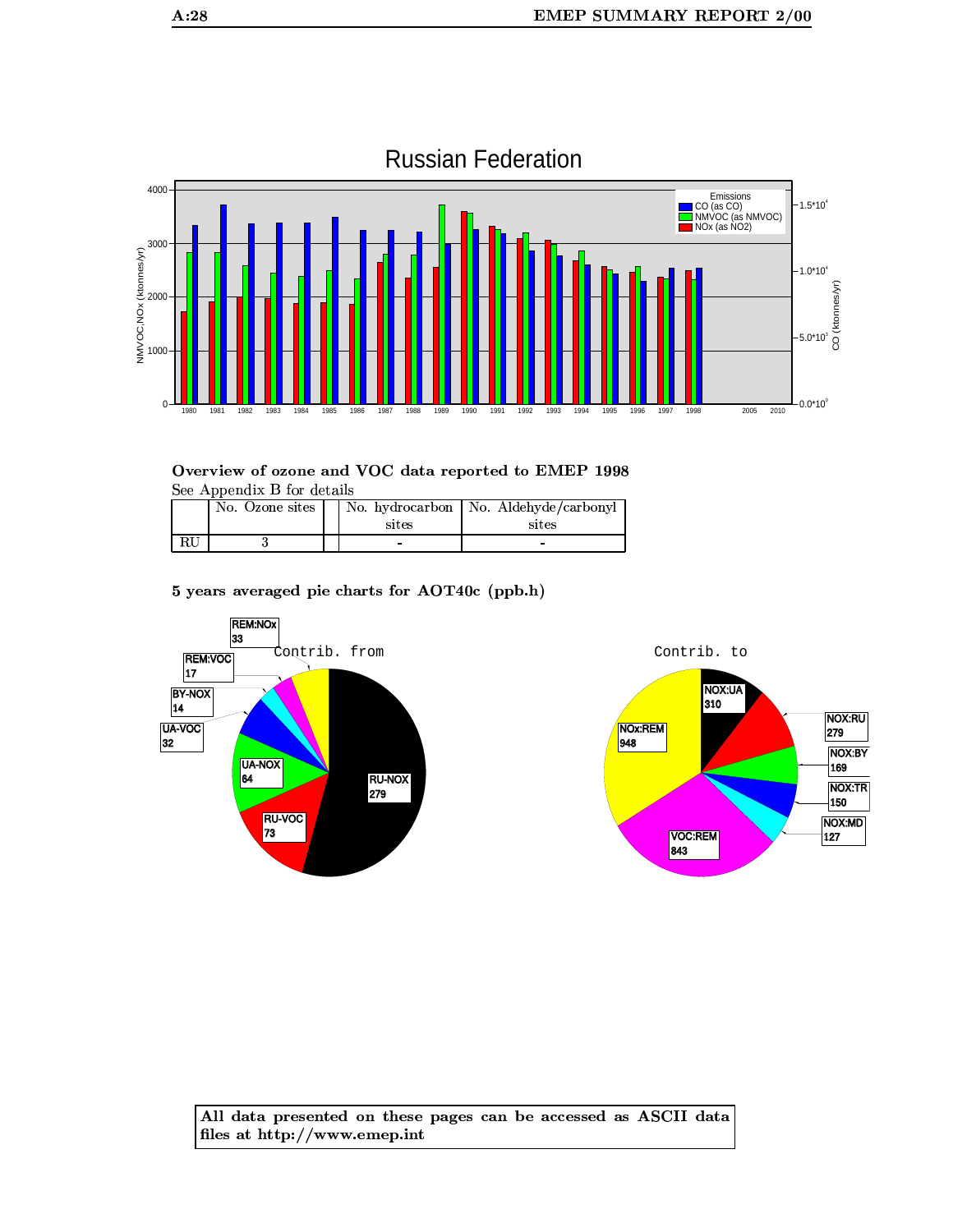## Overview of ozone and VOC data reported to EMEP 1998

See Appendix B for details

| | No. Ozone sites | | No. hydrocarbon sites | No. Aldehyde/carbonyl sites |
|---|---|---|---|---|
| RU | 3 | | - | - |

## 5 years averaged pie charts for AOT40c (ppb.h)

All data presented on these pages can be accessed as ASCII data files at http://www.emep.int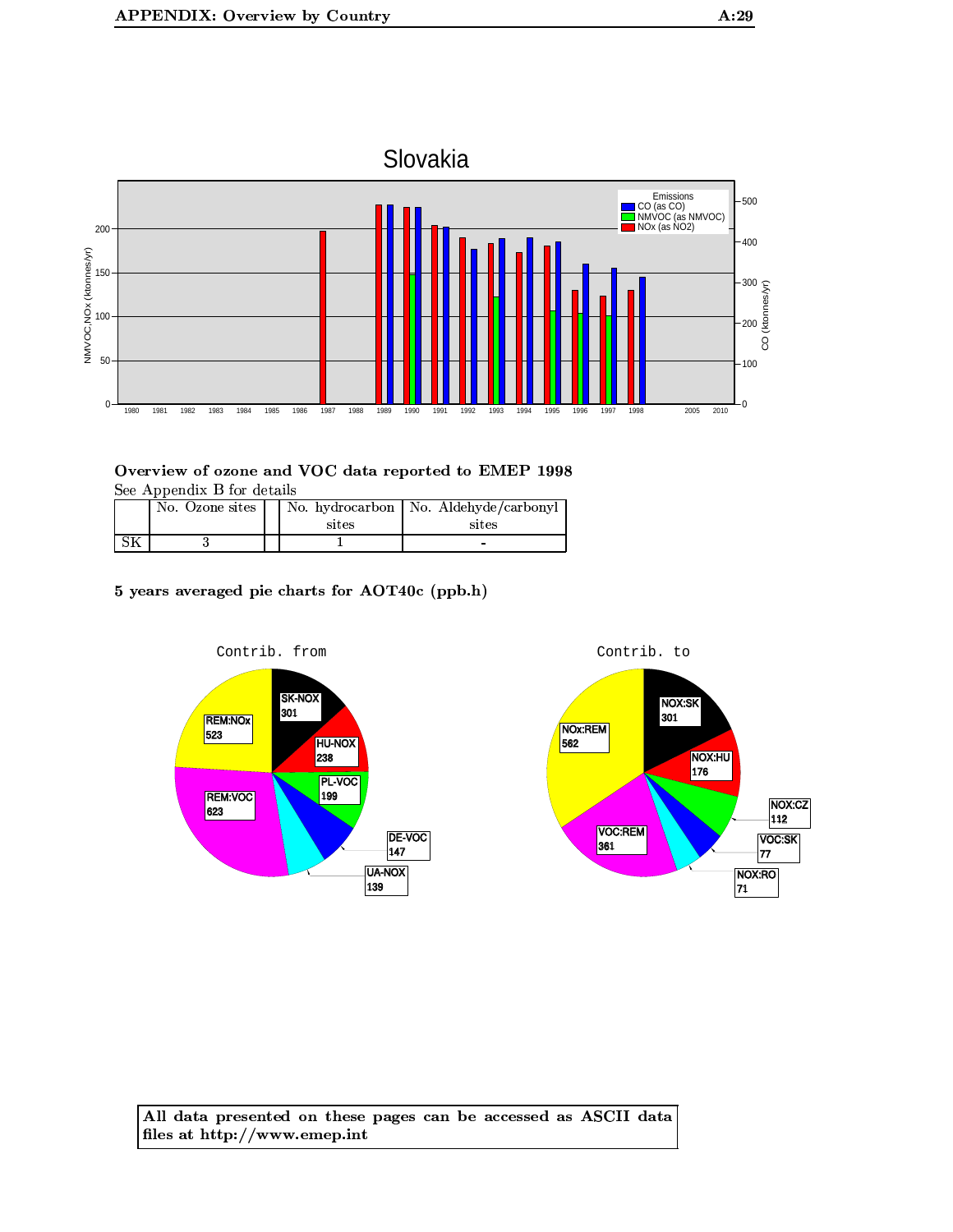## Overview of ozone and VOC data reported to EMEP 1998

See Appendix B for details

| | No. Ozone sites | | No. hydrocarbon sites | No. Aldehyde/carbonyl sites |
|---|---|---|---|---|
| SK | 3 | | 1 | - |

### 5 years averaged pie charts for AOT40c (ppb.h)

**All data presented on these pages can be accessed as ASCII data files at http://www.emep.int**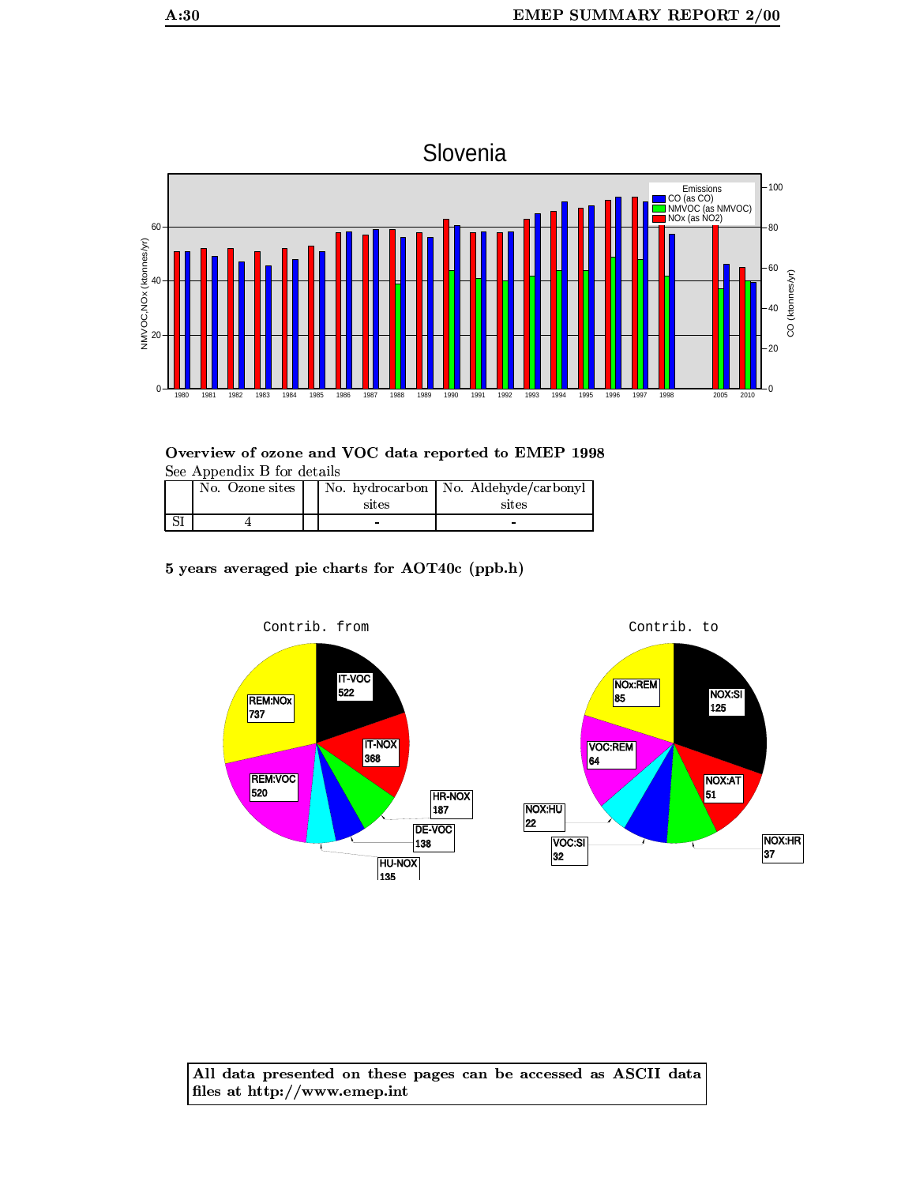# Slovenia

Emissions
- CO (as CO)
- NMVOC (as NMVOC)
- NOx (as NO2)

NMVOC,NOx (ktonnes/yr) — CO (ktonnes/yr)

1980 1981 1982 1983 1984 1985 1986 1987 1988 1989 1990 1991 1992 1993 1994 1995 1996 1997 1998 2005 2010

**Overview of ozone and VOC data reported to EMEP 1998**

See Appendix B for details

| | No. Ozone sites | | No. hydrocarbon sites | No. Aldehyde/carbonyl sites |
|---|---|---|---|---|
| SI | 4 | | - | - |

**5 years averaged pie charts for AOT40c (ppb.h)**

Contrib. from

- IT-VOC 522
- IT-NOX 368
- HR-NOX 187
- DE-VOC 138
- HU-NOX 135
- REM:VOC 520
- REM:NOx 737

Contrib. to

- NOX:SI 125
- NOX:AT 51
- NOX:HR 37
- VOC:SI 32
- NOX:HU 22
- VOC:REM 64
- NOx:REM 85

**All data presented on these pages can be accessed as ASCII data files at http://www.emep.int**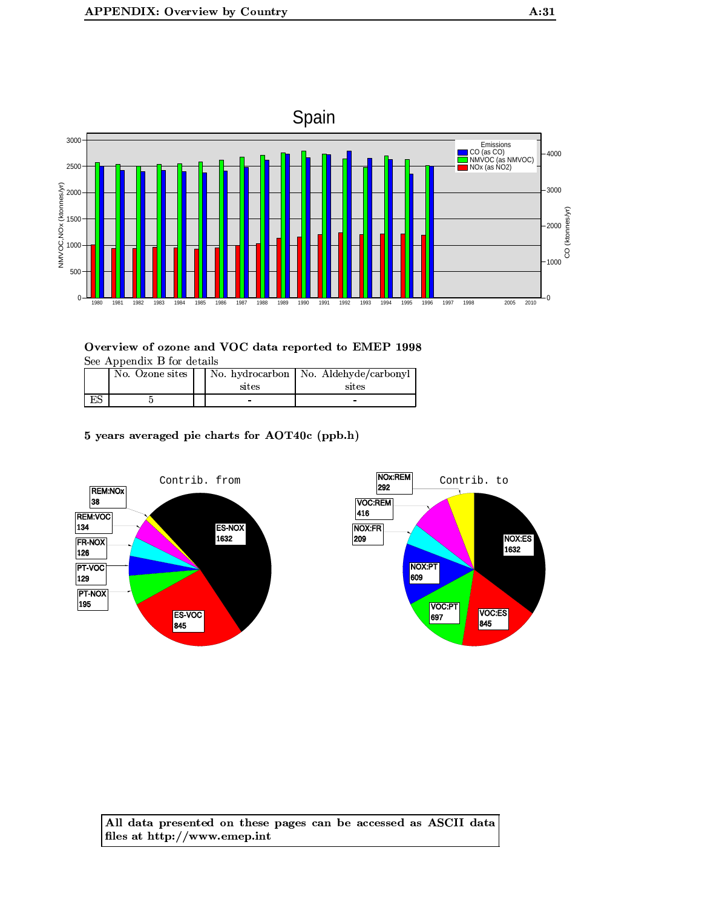Spain

Overview of ozone and VOC data reported to EMEP 1998

See Appendix B for details

| | No. Ozone sites | | No. hydrocarbon sites | No. Aldehyde/carbonyl sites |
|---|---|---|---|---|
| ES | 5 | | - | - |

**5 years averaged pie charts for AOT40c (ppb.h)**

**All data presented on these pages can be accessed as ASCII data files at http://www.emep.int**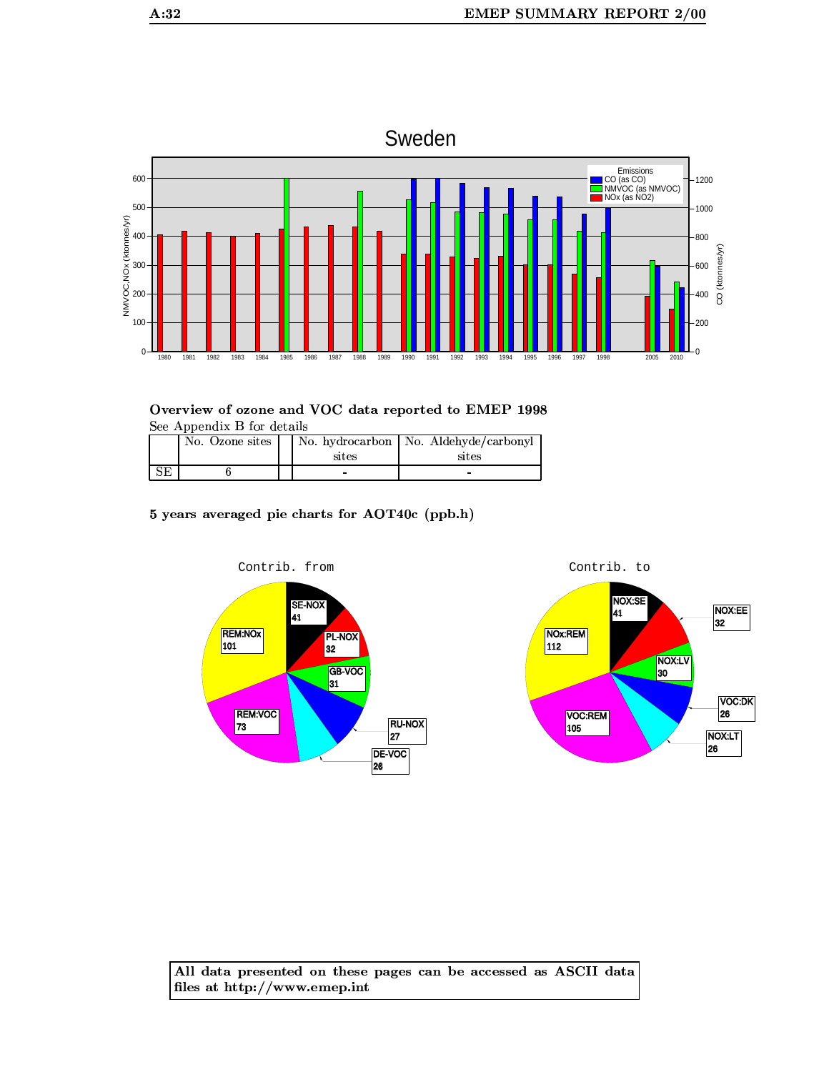## Sweden

**Overview of ozone and VOC data reported to EMEP 1998**

See Appendix B for details

| | No. Ozone sites | | No. hydrocarbon sites | No. Aldehyde/carbonyl sites |
|---|---|---|---|---|
| SE | 6 | | - | - |

**5 years averaged pie charts for AOT40c (ppb.h)**

**All data presented on these pages can be accessed as ASCII data files at http://www.emep.int**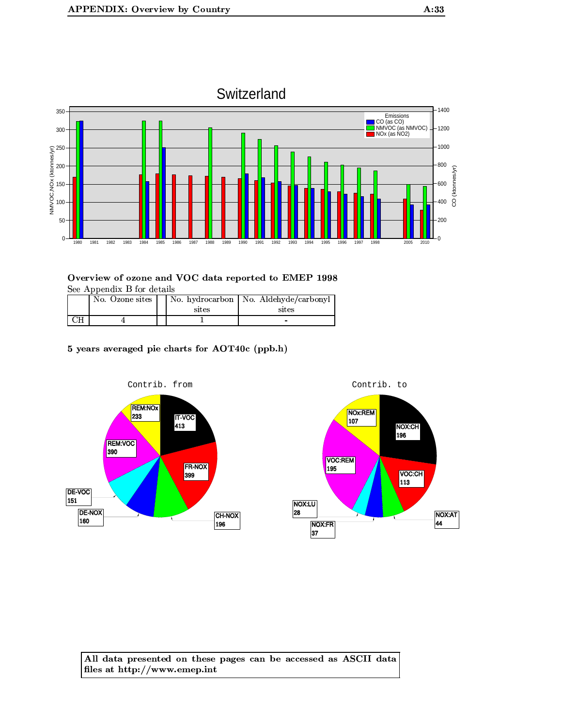## Switzerland

### Overview of ozone and VOC data reported to EMEP 1998

See Appendix B for details

| | No. Ozone sites | | No. hydrocarbon sites | No. Aldehyde/carbonyl sites |
|---|---|---|---|---|
| CH | 4 | | 1 | - |

### 5 years averaged pie charts for AOT40c (ppb.h)

**All data presented on these pages can be accessed as ASCII data files at http://www.emep.int**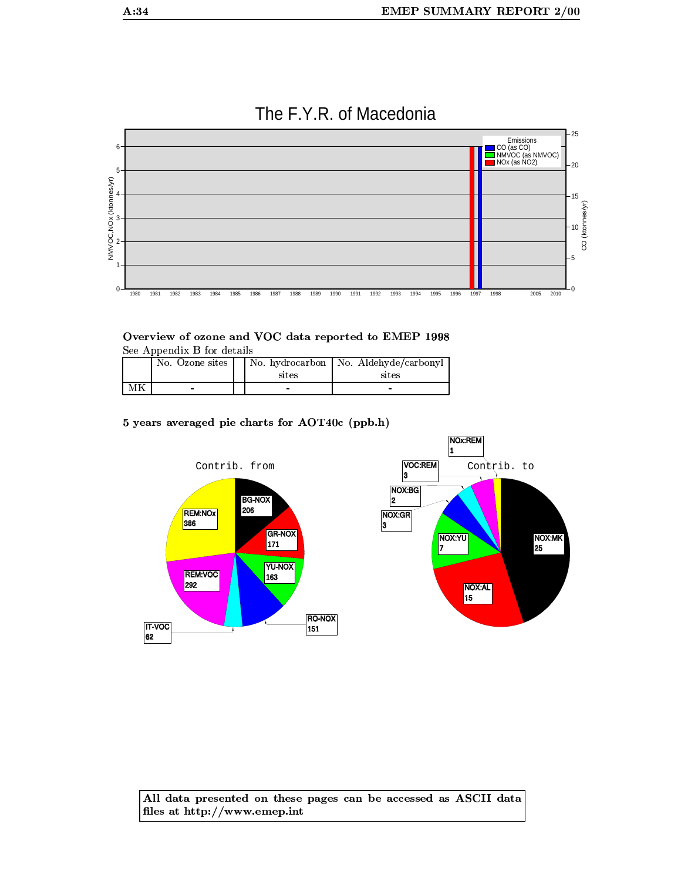# The F.Y.R. of Macedonia

**Overview of ozone and VOC data reported to EMEP 1998**

See Appendix B for details

| | No. Ozone sites | | No. hydrocarbon sites | No. Aldehyde/carbonyl sites |
|---|---|---|---|---|
| MK | - | | - | - |

**5 years averaged pie charts for AOT40c (ppb.h)**

**All data presented on these pages can be accessed as ASCII data files at http://www.emep.int**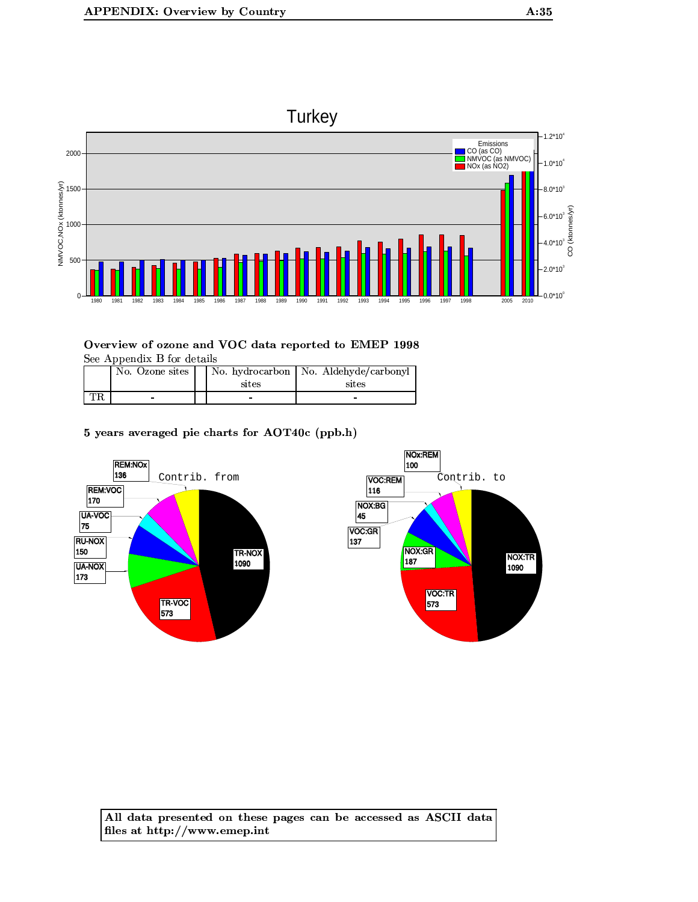Turkey

## Overview of ozone and VOC data reported to EMEP 1998

See Appendix B for details

| | No. Ozone sites | | No. hydrocarbon sites | No. Aldehyde/carbonyl sites |
|---|---|---|---|---|
| TR | - | | - | - |

## 5 years averaged pie charts for AOT40c (ppb.h)

**All data presented on these pages can be accessed as ASCII data files at http://www.emep.int**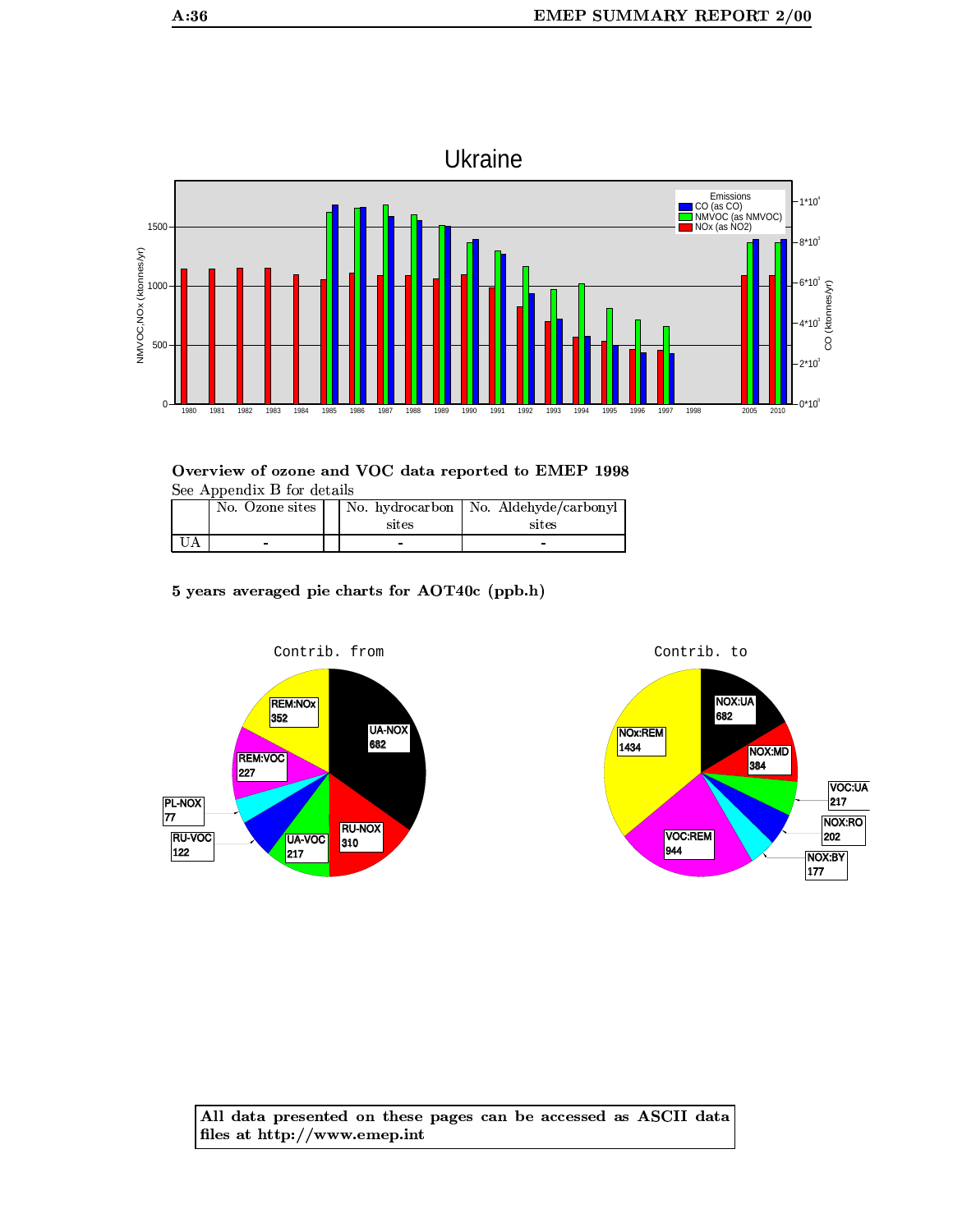# Ukraine

Emissions
- CO (as CO)
- NMVOC (as NMVOC)
- NOx (as NO2)

NMVOC,NOx (ktonnes/yr) — CO (ktonnes/yr)

1980 1981 1982 1983 1984 1985 1986 1987 1988 1989 1990 1991 1992 1993 1994 1995 1996 1997 1998 2005 2010

## Overview of ozone and VOC data reported to EMEP 1998

See Appendix B for details

| | No. Ozone sites | | No. hydrocarbon sites | No. Aldehyde/carbonyl sites |
|---|---|---|---|---|
| UA | - | | - | - |

## 5 years averaged pie charts for AOT40c (ppb.h)

Contrib. from

- UA-NOX 682
- RU-NOX 310
- UA-VOC 217
- RU-VOC 122
- PL-NOX 77
- REM:VOC 227
- REM:NOx 352

Contrib. to

- NOX:UA 682
- NOX:MD 384
- VOC:UA 217
- NOX:RO 202
- NOX:BY 177
- VOC:REM 944
- NOx:REM 1434

**All data presented on these pages can be accessed as ASCII data files at http://www.emep.int**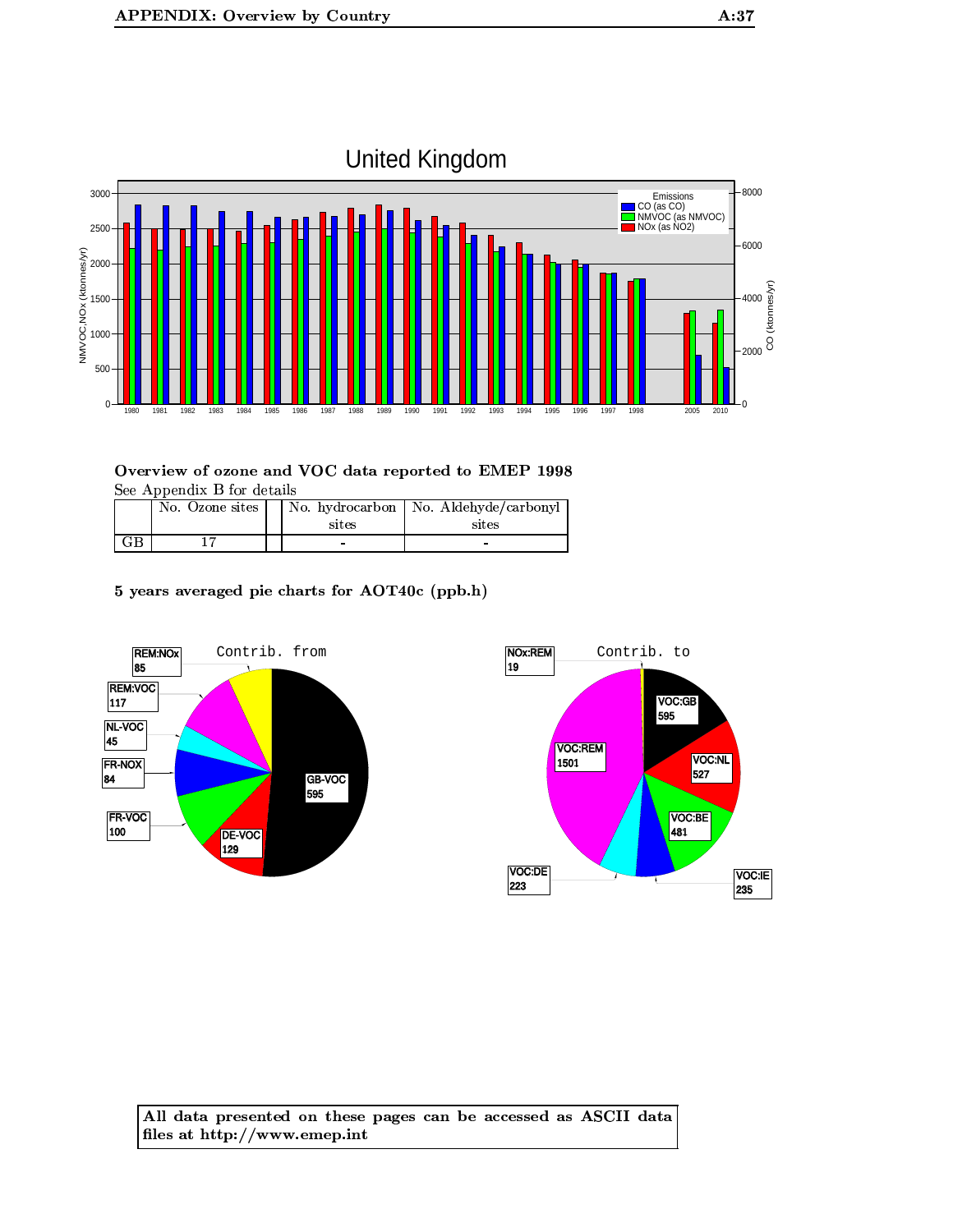## United Kingdom

### Overview of ozone and VOC data reported to EMEP 1998

See Appendix B for details

| | No. Ozone sites | | No. hydrocarbon sites | No. Aldehyde/carbonyl sites |
|---|---|---|---|---|
| GB | 17 | | - | - |

### 5 years averaged pie charts for AOT40c (ppb.h)

| All data presented on these pages can be accessed as ASCII data files at http://www.emep.int |
|---|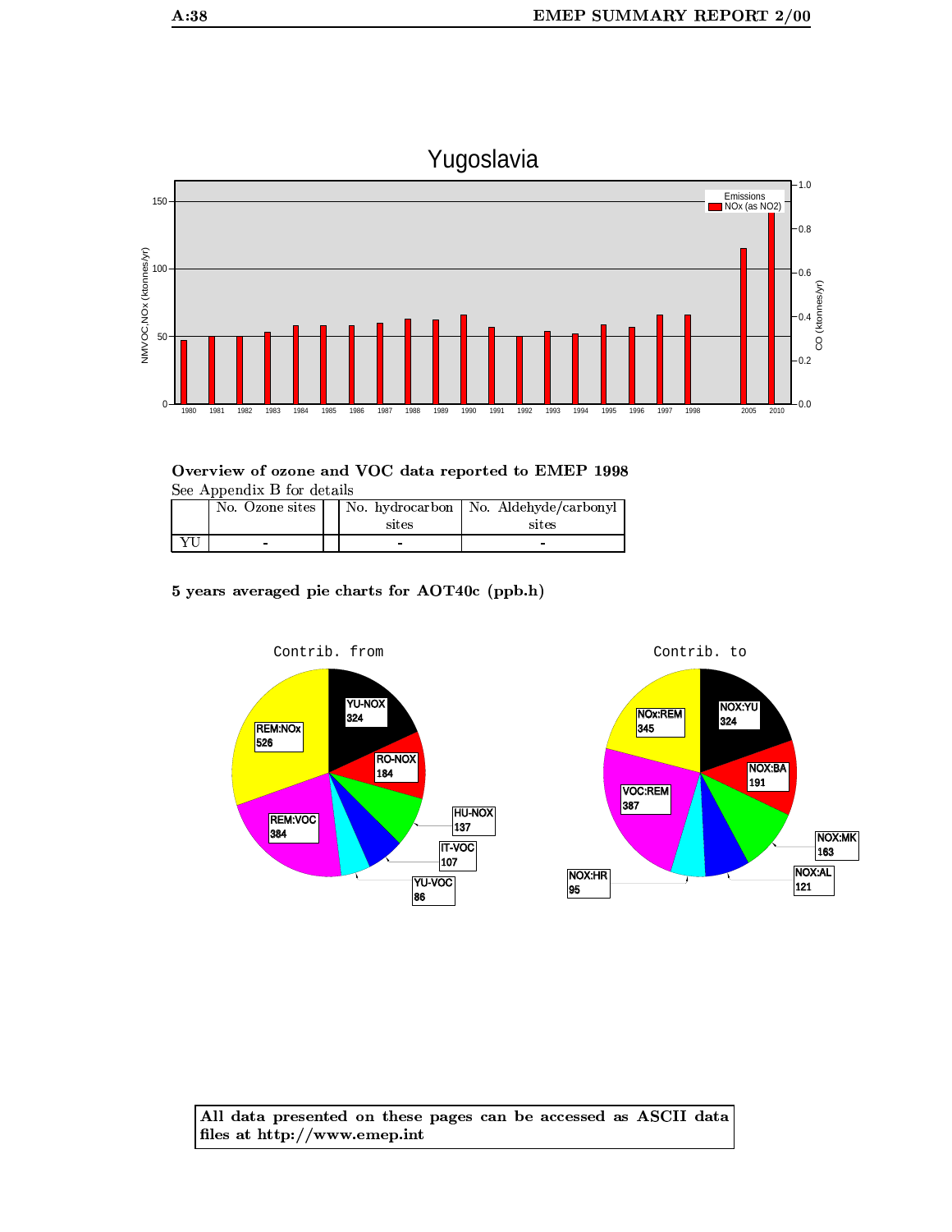Yugoslavia

NMVOC,NOx (ktonnes/yr)

CO (ktonnes/yr)

Emissions
NOx (as NO2)

0
50
100
150

0.0
0.2
0.4
0.6
0.8
1.0

1980 1981 1982 1983 1984 1985 1986 1987 1988 1989 1990 1991 1992 1993 1994 1995 1996 1997 1998 2005 2010

**Overview of ozone and VOC data reported to EMEP 1998**

See Appendix B for details

| | No. Ozone sites | | No. hydrocarbon sites | No. Aldehyde/carbonyl sites |
|---|---|---|---|---|
| YU | - | | - | - |

**5 years averaged pie charts for AOT40c (ppb.h)**

Contrib. from

YU-NOX 324
RO-NOX 184
HU-NOX 137
IT-VOC 107
YU-VOC 86
REM:VOC 384
REM:NOx 526

Contrib. to

NOX:YU 324
NOX:BA 191
NOX:MK 163
NOX:AL 121
NOX:HR 95
VOC:REM 387
NOx:REM 345

**All data presented on these pages can be accessed as ASCII data files at http://www.emep.int**